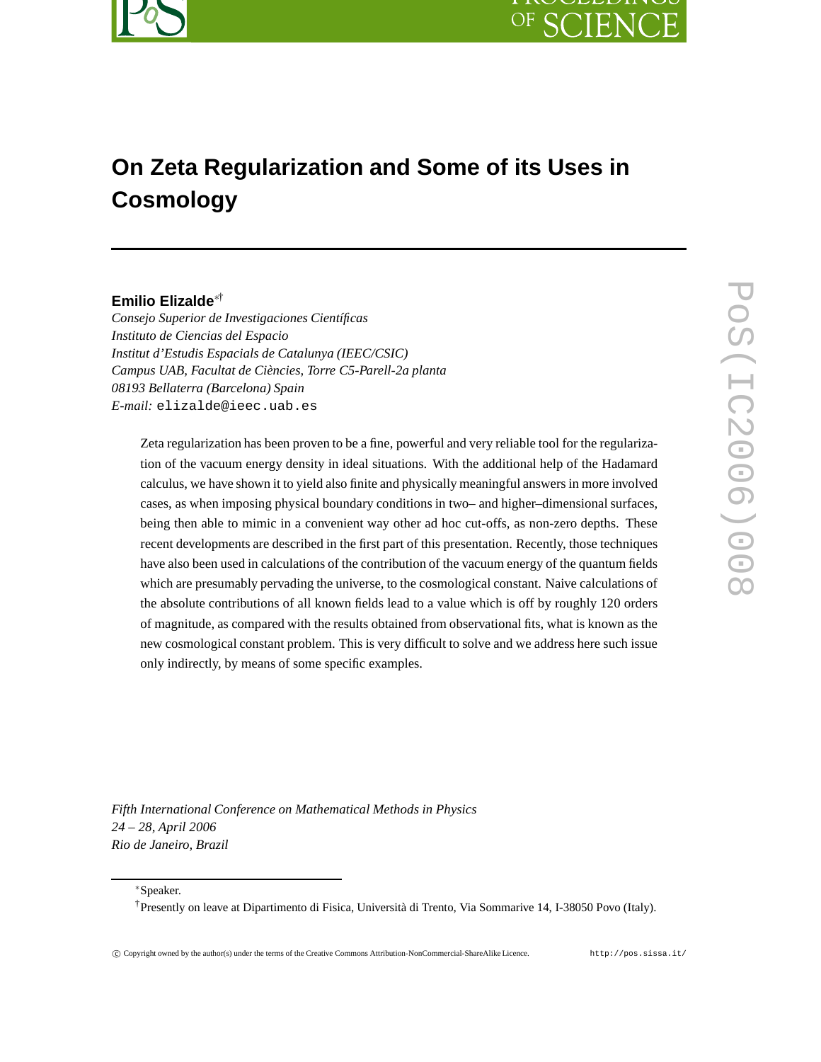# On Zeta Regularization and Some of its Uses in Cosmology

**Emilio Elizalde**[∗†]

*Consejo Superior de Investigaciones Científicas*
*Instituto de Ciencias del Espacio*
*Institut d'Estudis Espacials de Catalunya (IEEC/CSIC)*
*Campus UAB, Facultat de Ciències, Torre C5-Parell-2a planta*
*08193 Bellaterra (Barcelona) Spain*
*E-mail:* elizalde@ieec.uab.es

Zeta regularization has been proven to be a fine, powerful and very reliable tool for the regularization of the vacuum energy density in ideal situations. With the additional help of the Hadamard calculus, we have shown it to yield also finite and physically meaningful answers in more involved cases, as when imposing physical boundary conditions in two– and higher–dimensional surfaces, being then able to mimic in a convenient way other ad hoc cut-offs, as non-zero depths. These recent developments are described in the first part of this presentation. Recently, those techniques have also been used in calculations of the contribution of the vacuum energy of the quantum fields which are presumably pervading the universe, to the cosmological constant. Naive calculations of the absolute contributions of all known fields lead to a value which is off by roughly 120 orders of magnitude, as compared with the results obtained from observational fits, what is known as the new cosmological constant problem. This is very difficult to solve and we address here such issue only indirectly, by means of some specific examples.

*Fifth International Conference on Mathematical Methods in Physics*
*24 – 28, April 2006*
*Rio de Janeiro, Brazil*

[∗]Speaker.

[†]Presently on leave at Dipartimento di Fisica, Università di Trento, Via Sommarive 14, I-38050 Povo (Italy).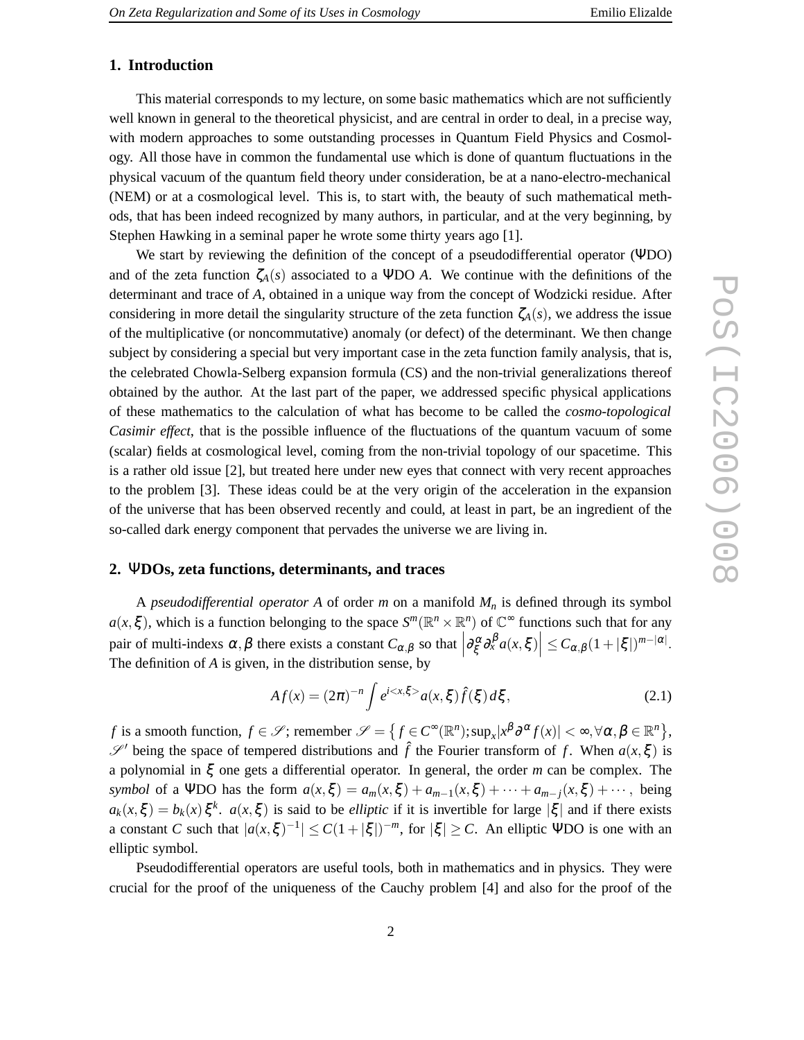## 1. Introduction

This material corresponds to my lecture, on some basic mathematics which are not sufficiently well known in general to the theoretical physicist, and are central in order to deal, in a precise way, with modern approaches to some outstanding processes in Quantum Field Physics and Cosmology. All those have in common the fundamental use which is done of quantum fluctuations in the physical vacuum of the quantum field theory under consideration, be at a nano-electro-mechanical (NEM) or at a cosmological level. This is, to start with, the beauty of such mathematical methods, that has been indeed recognized by many authors, in particular, and at the very beginning, by Stephen Hawking in a seminal paper he wrote some thirty years ago [1].

We start by reviewing the definition of the concept of a pseudodifferential operator ($\Psi$DO) and of the zeta function $\zeta_A(s)$ associated to a $\Psi$DO $A$. We continue with the definitions of the determinant and trace of $A$, obtained in a unique way from the concept of Wodzicki residue. After considering in more detail the singularity structure of the zeta function $\zeta_A(s)$, we address the issue of the multiplicative (or noncommutative) anomaly (or defect) of the determinant. We then change subject by considering a special but very important case in the zeta function family analysis, that is, the celebrated Chowla-Selberg expansion formula (CS) and the non-trivial generalizations thereof obtained by the author. At the last part of the paper, we addressed specific physical applications of these mathematics to the calculation of what has become to be called the *cosmo-topological Casimir effect*, that is the possible influence of the fluctuations of the quantum vacuum of some (scalar) fields at cosmological level, coming from the non-trivial topology of our spacetime. This is a rather old issue [2], but treated here under new eyes that connect with very recent approaches to the problem [3]. These ideas could be at the very origin of the acceleration in the expansion of the universe that has been observed recently and could, at least in part, be an ingredient of the so-called dark energy component that pervades the universe we are living in.

## 2. $\Psi$DOs, zeta functions, determinants, and traces

A *pseudodifferential operator* $A$ of order $m$ on a manifold $M_n$ is defined through its symbol $a(x,\xi)$, which is a function belonging to the space $S^m(\mathbb{R}^n \times \mathbb{R}^n)$ of $\mathbb{C}^\infty$ functions such that for any pair of multi-indexs $\alpha, \beta$ there exists a constant $C_{\alpha,\beta}$ so that $\left|\partial_\xi^\alpha \partial_x^\beta a(x,\xi)\right| \leq C_{\alpha,\beta}(1+|\xi|)^{m-|\alpha|}$. The definition of $A$ is given, in the distribution sense, by

$$Af(x) = (2\pi)^{-n} \int e^{i<x,\xi>} a(x,\xi) \hat{f}(\xi)\, d\xi, \tag{2.1}$$

$f$ is a smooth function, $f \in \mathscr{S}$; remember $\mathscr{S} = \left\{ f \in C^\infty(\mathbb{R}^n); \sup_x |x^\beta \partial^\alpha f(x)| < \infty, \forall \alpha, \beta \in \mathbb{R}^n \right\}$, $\mathscr{S}'$ being the space of tempered distributions and $\hat{f}$ the Fourier transform of $f$. When $a(x,\xi)$ is a polynomial in $\xi$ one gets a differential operator. In general, the order $m$ can be complex. The *symbol* of a $\Psi$DO has the form $a(x,\xi) = a_m(x,\xi) + a_{m-1}(x,\xi) + \cdots + a_{m-j}(x,\xi) + \cdots$, being $a_k(x,\xi) = b_k(x)\,\xi^k$. $a(x,\xi)$ is said to be *elliptic* if it is invertible for large $|\xi|$ and if there exists a constant $C$ such that $|a(x,\xi)^{-1}| \leq C(1+|\xi|)^{-m}$, for $|\xi| \geq C$. An elliptic $\Psi$DO is one with an elliptic symbol.

Pseudodifferential operators are useful tools, both in mathematics and in physics. They were crucial for the proof of the uniqueness of the Cauchy problem [4] and also for the proof of the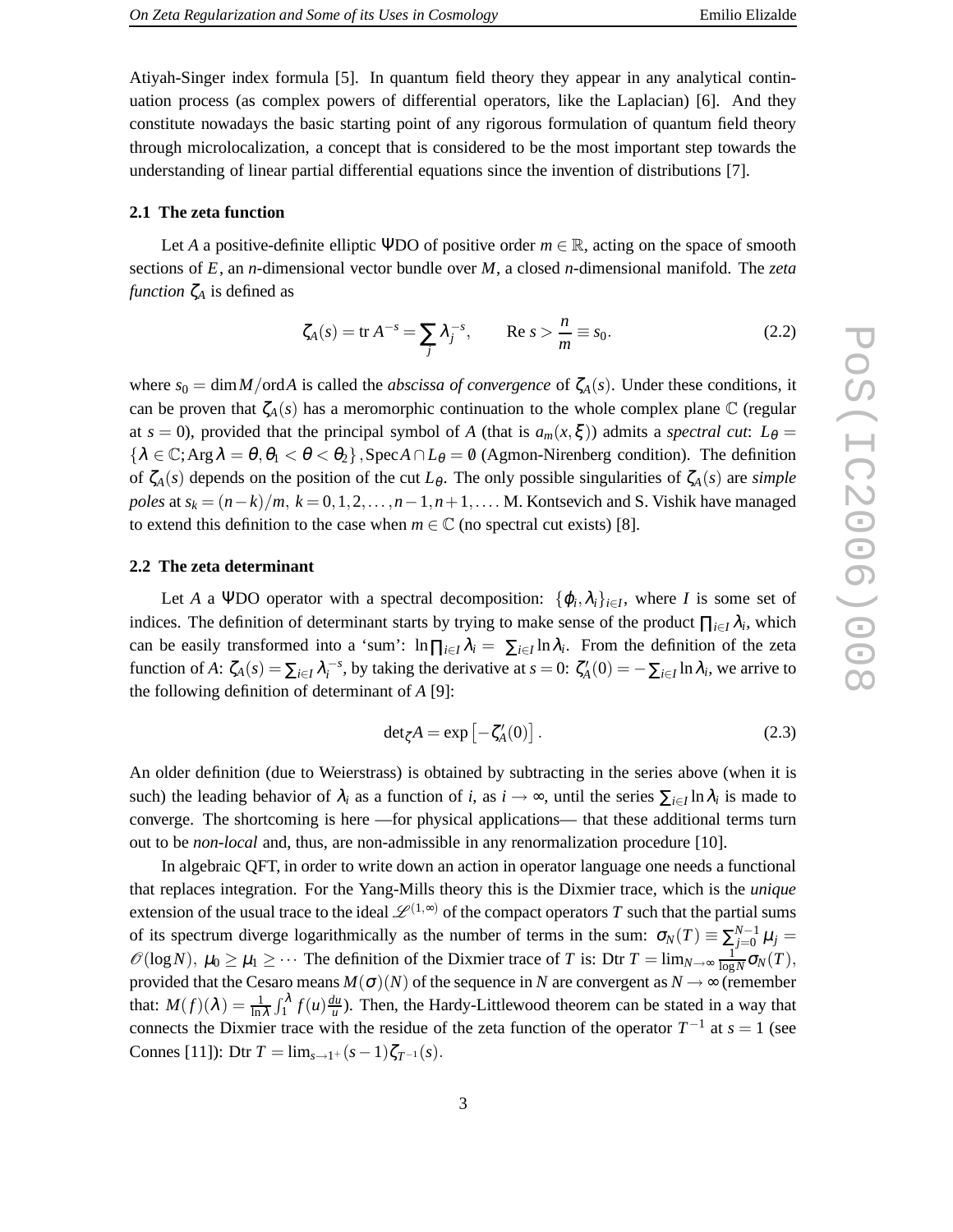Atiyah-Singer index formula [5]. In quantum field theory they appear in any analytical continuation process (as complex powers of differential operators, like the Laplacian) [6]. And they constitute nowadays the basic starting point of any rigorous formulation of quantum field theory through microlocalization, a concept that is considered to be the most important step towards the understanding of linear partial differential equations since the invention of distributions [7].

### 2.1 The zeta function

Let $A$ a positive-definite elliptic ΨDO of positive order $m \in \mathbb{R}$, acting on the space of smooth sections of $E$, an $n$-dimensional vector bundle over $M$, a closed $n$-dimensional manifold. The *zeta function* $\zeta_A$ is defined as

$$\zeta_A(s) = \text{tr}\, A^{-s} = \sum_j \lambda_j^{-s}, \qquad \text{Re}\, s > \frac{n}{m} \equiv s_0. \tag{2.2}$$

where $s_0 = \dim M / \text{ord} A$ is called the *abscissa of convergence* of $\zeta_A(s)$. Under these conditions, it can be proven that $\zeta_A(s)$ has a meromorphic continuation to the whole complex plane $\mathbb{C}$ (regular at $s = 0$), provided that the principal symbol of $A$ (that is $a_m(x, \xi)$) admits a *spectral cut*: $L_\theta = \{\lambda \in \mathbb{C}; \text{Arg}\,\lambda = \theta, \theta_1 < \theta < \theta_2\}, \text{Spec}\, A \cap L_\theta = \emptyset$ (Agmon-Nirenberg condition). The definition of $\zeta_A(s)$ depends on the position of the cut $L_\theta$. The only possible singularities of $\zeta_A(s)$ are *simple poles* at $s_k = (n-k)/m$, $k = 0, 1, 2, \dots, n-1, n+1, \dots$. M. Kontsevich and S. Vishik have managed to extend this definition to the case when $m \in \mathbb{C}$ (no spectral cut exists) [8].

### 2.2 The zeta determinant

Let $A$ a ΨDO operator with a spectral decomposition: $\{\varphi_i, \lambda_i\}_{i \in I}$, where $I$ is some set of indices. The definition of determinant starts by trying to make sense of the product $\prod_{i \in I} \lambda_i$, which can be easily transformed into a 'sum': $\ln \prod_{i \in I} \lambda_i = \sum_{i \in I} \ln \lambda_i$. From the definition of the zeta function of $A$: $\zeta_A(s) = \sum_{i \in I} \lambda_i^{-s}$, by taking the derivative at $s = 0$: $\zeta_A'(0) = -\sum_{i \in I} \ln \lambda_i$, we arrive to the following definition of determinant of $A$ [9]:

$$\det{}_\zeta A = \exp\left[-\zeta_A'(0)\right]. \tag{2.3}$$

An older definition (due to Weierstrass) is obtained by subtracting in the series above (when it is such) the leading behavior of $\lambda_i$ as a function of $i$, as $i \to \infty$, until the series $\sum_{i \in I} \ln \lambda_i$ is made to converge. The shortcoming is here —for physical applications— that these additional terms turn out to be *non-local* and, thus, are non-admissible in any renormalization procedure [10].

In algebraic QFT, in order to write down an action in operator language one needs a functional that replaces integration. For the Yang-Mills theory this is the Dixmier trace, which is the *unique* extension of the usual trace to the ideal $\mathscr{L}^{(1,\infty)}$ of the compact operators $T$ such that the partial sums of its spectrum diverge logarithmically as the number of terms in the sum: $\sigma_N(T) \equiv \sum_{j=0}^{N-1} \mu_j = \mathscr{O}(\log N)$, $\mu_0 \geq \mu_1 \geq \cdots$ The definition of the Dixmier trace of $T$ is: Dtr $T = \lim_{N \to \infty} \frac{1}{\log N} \sigma_N(T)$, provided that the Cesaro means $M(\sigma)(N)$ of the sequence in $N$ are convergent as $N \to \infty$ (remember that: $M(f)(\lambda) = \frac{1}{\ln \lambda} \int_1^\lambda f(u) \frac{du}{u}$). Then, the Hardy-Littlewood theorem can be stated in a way that connects the Dixmier trace with the residue of the zeta function of the operator $T^{-1}$ at $s = 1$ (see Connes [11]): Dtr $T = \lim_{s \to 1^+} (s-1) \zeta_{T^{-1}}(s)$.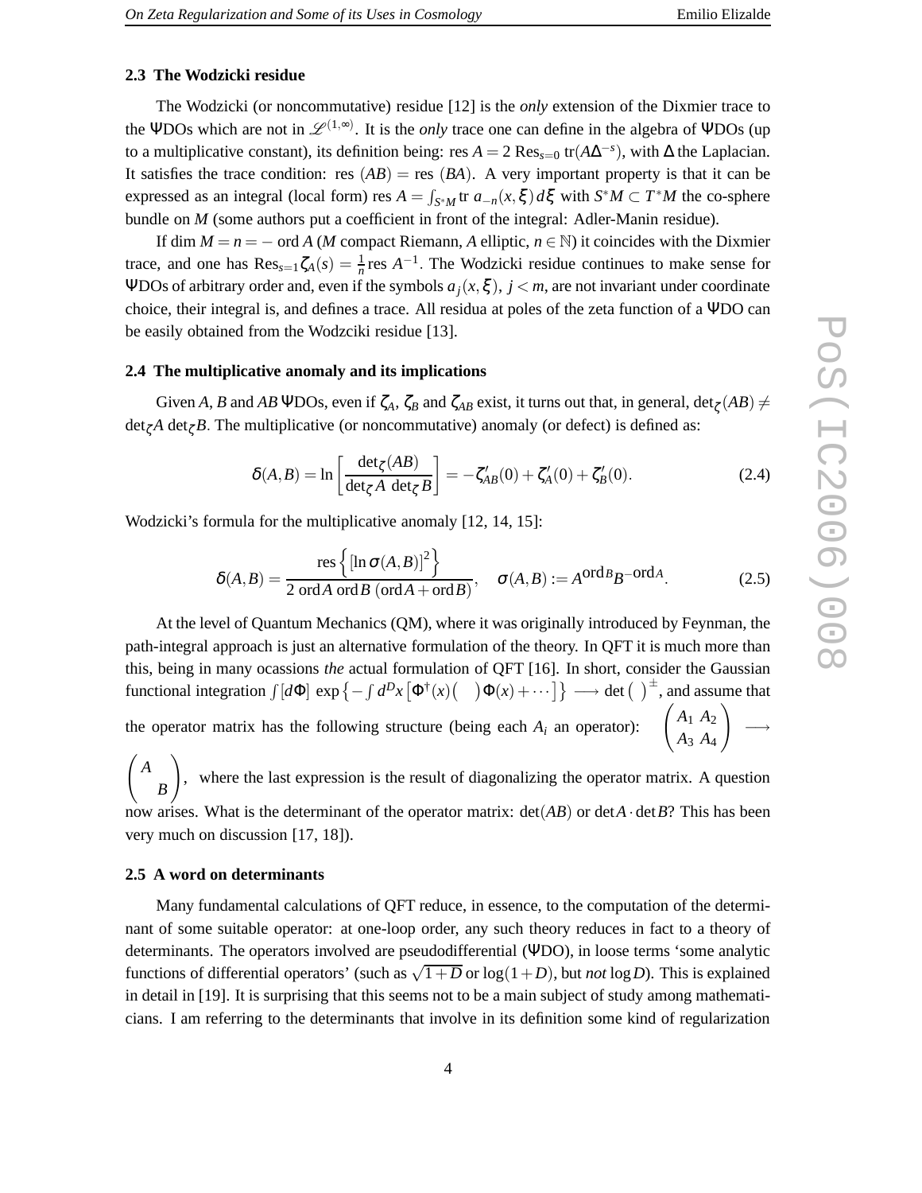### 2.3 The Wodzicki residue

The Wodzicki (or noncommutative) residue [12] is the *only* extension of the Dixmier trace to the ΨDOs which are not in $\mathscr{L}^{(1,\infty)}$. It is the *only* trace one can define in the algebra of ΨDOs (up to a multiplicative constant), its definition being: res $A = 2\ \text{Res}_{s=0}\ \text{tr}(A\Delta^{-s})$, with $\Delta$ the Laplacian. It satisfies the trace condition: res $(AB) =$ res $(BA)$. A very important property is that it can be expressed as an integral (local form) res $A = \int_{S^*M} \text{tr}\ a_{-n}(x,\xi)\, d\xi$ with $S^*M \subset T^*M$ the co-sphere bundle on $M$ (some authors put a coefficient in front of the integral: Adler-Manin residue).

If dim $M = n = -$ ord $A$ ($M$ compact Riemann, $A$ elliptic, $n \in \mathbb{N}$) it coincides with the Dixmier trace, and one has $\text{Res}_{s=1}\zeta_A(s) = \frac{1}{n}\text{res}\ A^{-1}$. The Wodzicki residue continues to make sense for ΨDOs of arbitrary order and, even if the symbols $a_j(x,\xi)$, $j<m$, are not invariant under coordinate choice, their integral is, and defines a trace. All residua at poles of the zeta function of a ΨDO can be easily obtained from the Wodzciki residue [13].

### 2.4 The multiplicative anomaly and its implications

Given $A$, $B$ and $AB$ ΨDOs, even if $\zeta_A$, $\zeta_B$ and $\zeta_{AB}$ exist, it turns out that, in general, $\det_\zeta(AB) \neq \det_\zeta A\ \det_\zeta B$. The multiplicative (or noncommutative) anomaly (or defect) is defined as:

$$\delta(A,B) = \ln\left[\frac{\det_\zeta(AB)}{\det_\zeta A\ \det_\zeta B}\right] = -\zeta'_{AB}(0) + \zeta'_A(0) + \zeta'_B(0). \tag{2.4}$$

Wodzicki's formula for the multiplicative anomaly [12, 14, 15]:

$$\delta(A,B) = \frac{\text{res}\left\{[\ln\sigma(A,B)]^2\right\}}{2\ \text{ord}A\ \text{ord}B\ (\text{ord}A + \text{ord}B)}, \quad \sigma(A,B) := A^{\text{ord}B}B^{-\text{ord}A}. \tag{2.5}$$

At the level of Quantum Mechanics (QM), where it was originally introduced by Feynman, the path-integral approach is just an alternative formulation of the theory. In QFT it is much more than this, being in many ocassions *the* actual formulation of QFT [16]. In short, consider the Gaussian functional integration $\int [d\Phi]\ \exp\left\{-\int d^Dx \left[\Phi^\dagger(x)(\quad)\Phi(x) + \cdots\right]\right\} \longrightarrow \det(\ )^{\pm}$, and assume that the operator matrix has the following structure (being each $A_i$ an operator): $\begin{pmatrix} A_1 & A_2 \\ A_3 & A_4 \end{pmatrix} \longrightarrow \begin{pmatrix} A & \\ & B \end{pmatrix}$, where the last expression is the result of diagonalizing the operator matrix. A question now arises. What is the determinant of the operator matrix: $\det(AB)$ or $\det A \cdot \det B$? This has been very much on discussion [17, 18]).

### 2.5 A word on determinants

Many fundamental calculations of QFT reduce, in essence, to the computation of the determinant of some suitable operator: at one-loop order, any such theory reduces in fact to a theory of determinants. The operators involved are pseudodifferential (ΨDO), in loose terms 'some analytic functions of differential operators' (such as $\sqrt{1+D}$ or $\log(1+D)$, but *not* $\log D$). This is explained in detail in [19]. It is surprising that this seems not to be a main subject of study among mathematicians. I am referring to the determinants that involve in its definition some kind of regularization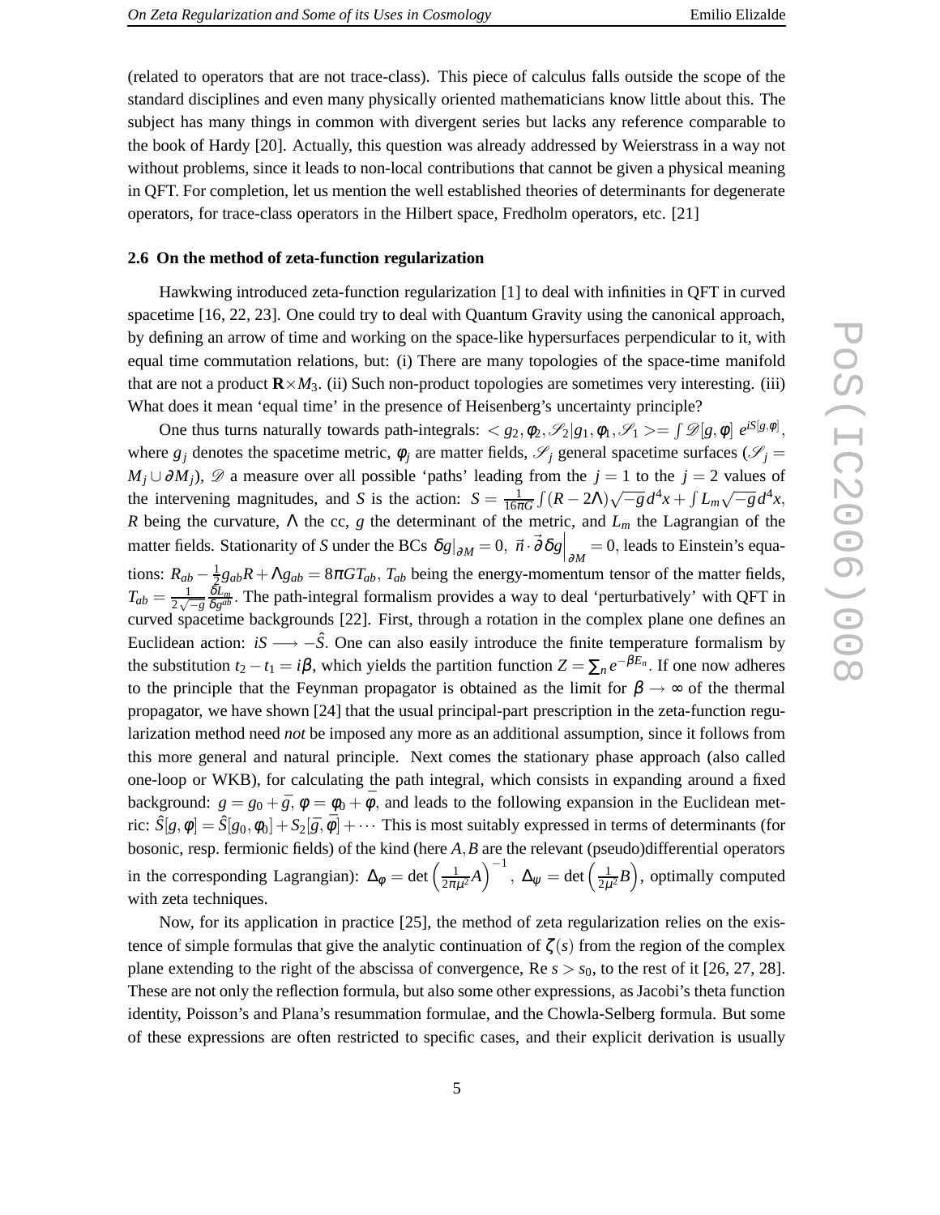(related to operators that are not trace-class). This piece of calculus falls outside the scope of the standard disciplines and even many physically oriented mathematicians know little about this. The subject has many things in common with divergent series but lacks any reference comparable to the book of Hardy [20]. Actually, this question was already addressed by Weierstrass in a way not without problems, since it leads to non-local contributions that cannot be given a physical meaning in QFT. For completion, let us mention the well established theories of determinants for degenerate operators, for trace-class operators in the Hilbert space, Fredholm operators, etc. [21]

### 2.6 On the method of zeta-function regularization

Hawkwing introduced zeta-function regularization [1] to deal with infinities in QFT in curved spacetime [16, 22, 23]. One could try to deal with Quantum Gravity using the canonical approach, by defining an arrow of time and working on the space-like hypersurfaces perpendicular to it, with equal time commutation relations, but: (i) There are many topologies of the space-time manifold that are not a product $\mathbf{R}\times M_3$. (ii) Such non-product topologies are sometimes very interesting. (iii) What does it mean 'equal time' in the presence of Heisenberg's uncertainty principle?

One thus turns naturally towards path-integrals: $< g_2, \phi_2, \mathscr{S}_2 | g_1, \phi_1, \mathscr{S}_1 >= \int \mathscr{D}[g,\phi] \; e^{iS[g,\phi]}$, where $g_j$ denotes the spacetime metric, $\phi_j$ are matter fields, $\mathscr{S}_j$ general spacetime surfaces ($\mathscr{S}_j = M_j \cup \partial M_j$), $\mathscr{D}$ a measure over all possible 'paths' leading from the $j=1$ to the $j=2$ values of the intervening magnitudes, and $S$ is the action: $S = \frac{1}{16\pi G}\int (R-2\Lambda)\sqrt{-g}\,d^4x + \int L_m \sqrt{-g}\,d^4x$, $R$ being the curvature, $\Lambda$ the cc, $g$ the determinant of the metric, and $L_m$ the Lagrangian of the matter fields. Stationarity of $S$ under the BCs $\delta g|_{\partial M} = 0$, $\vec{n}\cdot\vec{\partial}\delta g\Big|_{\partial M} = 0$, leads to Einstein's equations: $R_{ab} - \frac{1}{2}g_{ab}R + \Lambda g_{ab} = 8\pi G T_{ab}$, $T_{ab}$ being the energy-momentum tensor of the matter fields, $T_{ab} = \frac{1}{2\sqrt{-g}}\frac{\delta L_m}{\delta g^{ab}}$. The path-integral formalism provides a way to deal 'perturbatively' with QFT in curved spacetime backgrounds [22]. First, through a rotation in the complex plane one defines an Euclidean action: $iS \longrightarrow -\hat{S}$. One can also easily introduce the finite temperature formalism by the substitution $t_2 - t_1 = i\beta$, which yields the partition function $Z = \sum_n e^{-\beta E_n}$. If one now adheres to the principle that the Feynman propagator is obtained as the limit for $\beta \to \infty$ of the thermal propagator, we have shown [24] that the usual principal-part prescription in the zeta-function regularization method need *not* be imposed any more as an additional assumption, since it follows from this more general and natural principle. Next comes the stationary phase approach (also called one-loop or WKB), for calculating the path integral, which consists in expanding around a fixed background: $g = g_0 + \bar{g}$, $\phi = \phi_0 + \bar{\phi}$, and leads to the following expansion in the Euclidean metric: $\hat{S}[g,\phi] = \hat{S}[g_0,\phi_0] + S_2[\bar{g},\bar{\phi}] + \cdots$ This is most suitably expressed in terms of determinants (for bosonic, resp. fermionic fields) of the kind (here $A, B$ are the relevant (pseudo)differential operators in the corresponding Lagrangian): $\Delta_\phi = \det\left(\frac{1}{2\pi\mu^2}A\right)^{-1}$, $\Delta_\psi = \det\left(\frac{1}{2\mu^2}B\right)$, optimally computed with zeta techniques.

Now, for its application in practice [25], the method of zeta regularization relies on the existence of simple formulas that give the analytic continuation of $\zeta(s)$ from the region of the complex plane extending to the right of the abscissa of convergence, $\mathrm{Re}\, s > s_0$, to the rest of it [26, 27, 28]. These are not only the reflection formula, but also some other expressions, as Jacobi's theta function identity, Poisson's and Plana's resummation formulae, and the Chowla-Selberg formula. But some of these expressions are often restricted to specific cases, and their explicit derivation is usually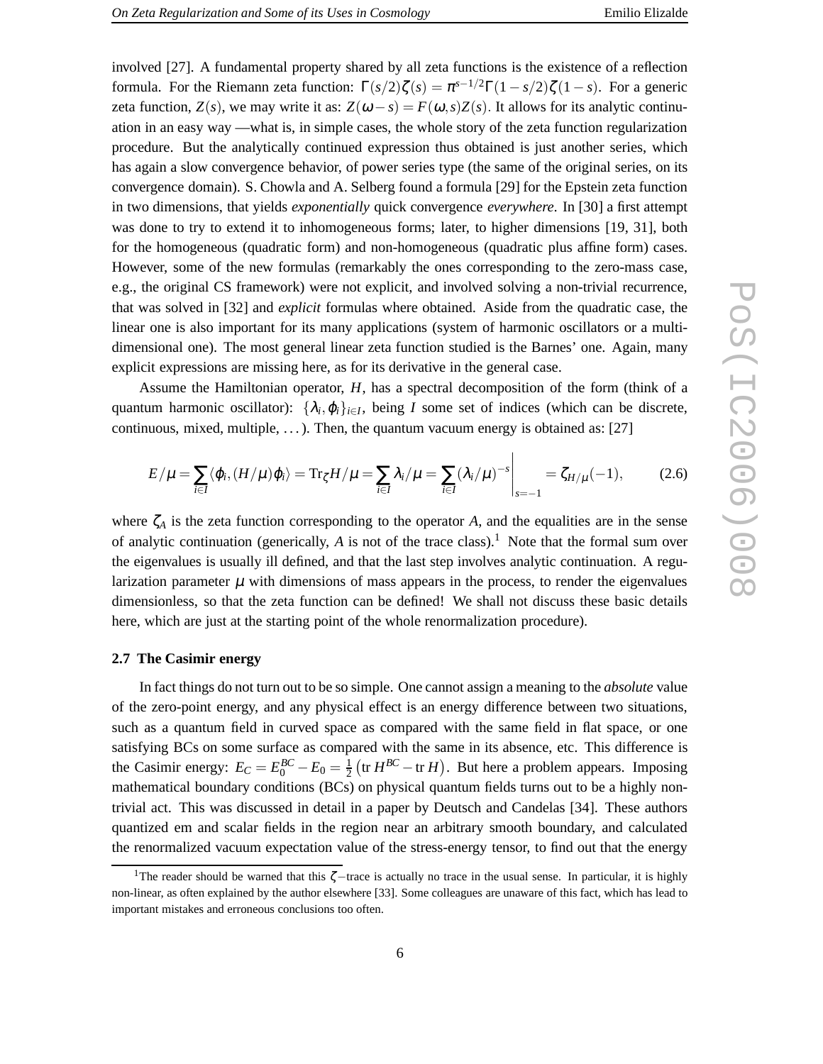involved [27]. A fundamental property shared by all zeta functions is the existence of a reflection formula. For the Riemann zeta function: $\Gamma(s/2)\zeta(s) = \pi^{s-1/2}\Gamma(1-s/2)\zeta(1-s)$. For a generic zeta function, $Z(s)$, we may write it as: $Z(\omega - s) = F(\omega, s)Z(s)$. It allows for its analytic continuation in an easy way —what is, in simple cases, the whole story of the zeta function regularization procedure. But the analytically continued expression thus obtained is just another series, which has again a slow convergence behavior, of power series type (the same of the original series, on its convergence domain). S. Chowla and A. Selberg found a formula [29] for the Epstein zeta function in two dimensions, that yields *exponentially* quick convergence *everywhere*. In [30] a first attempt was done to try to extend it to inhomogeneous forms; later, to higher dimensions [19, 31], both for the homogeneous (quadratic form) and non-homogeneous (quadratic plus affine form) cases. However, some of the new formulas (remarkably the ones corresponding to the zero-mass case, e.g., the original CS framework) were not explicit, and involved solving a non-trivial recurrence, that was solved in [32] and *explicit* formulas where obtained. Aside from the quadratic case, the linear one is also important for its many applications (system of harmonic oscillators or a multi-dimensional one). The most general linear zeta function studied is the Barnes' one. Again, many explicit expressions are missing here, as for its derivative in the general case.

Assume the Hamiltonian operator, $H$, has a spectral decomposition of the form (think of a quantum harmonic oscillator): $\{\lambda_i, \varphi_i\}_{i\in I}$, being $I$ some set of indices (which can be discrete, continuous, mixed, multiple, ...). Then, the quantum vacuum energy is obtained as: [27]

$$E/\mu = \sum_{i\in I} \langle \varphi_i, (H/\mu)\varphi_i \rangle = \mathrm{Tr}_\zeta H/\mu = \sum_{i\in I} \lambda_i/\mu = \sum_{i\in I} (\lambda_i/\mu)^{-s}\bigg|_{s=-1} = \zeta_{H/\mu}(-1), \qquad (2.6)$$

where $\zeta_A$ is the zeta function corresponding to the operator $A$, and the equalities are in the sense of analytic continuation (generically, $A$ is not of the trace class).[1] Note that the formal sum over the eigenvalues is usually ill defined, and that the last step involves analytic continuation. A regularization parameter $\mu$ with dimensions of mass appears in the process, to render the eigenvalues dimensionless, so that the zeta function can be defined! We shall not discuss these basic details here, which are just at the starting point of the whole renormalization procedure).

### 2.7 The Casimir energy

In fact things do not turn out to be so simple. One cannot assign a meaning to the *absolute* value of the zero-point energy, and any physical effect is an energy difference between two situations, such as a quantum field in curved space as compared with the same field in flat space, or one satisfying BCs on some surface as compared with the same in its absence, etc. This difference is the Casimir energy: $E_C = E_0^{BC} - E_0 = \frac{1}{2}\left(\mathrm{tr}\, H^{BC} - \mathrm{tr}\, H\right)$. But here a problem appears. Imposing mathematical boundary conditions (BCs) on physical quantum fields turns out to be a highly non-trivial act. This was discussed in detail in a paper by Deutsch and Candelas [34]. These authors quantized em and scalar fields in the region near an arbitrary smooth boundary, and calculated the renormalized vacuum expectation value of the stress-energy tensor, to find out that the energy

---

[1] The reader should be warned that this $\zeta$−trace is actually no trace in the usual sense. In particular, it is highly non-linear, as often explained by the author elsewhere [33]. Some colleagues are unaware of this fact, which has lead to important mistakes and erroneous conclusions too often.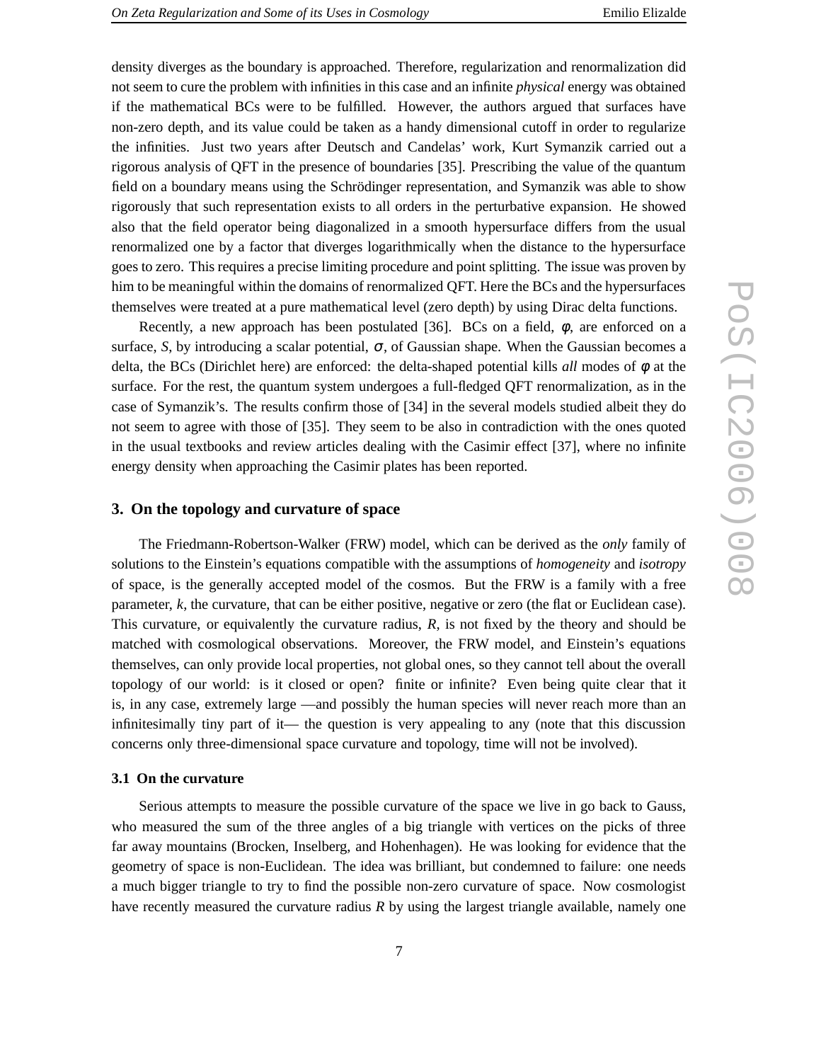density diverges as the boundary is approached. Therefore, regularization and renormalization did not seem to cure the problem with infinities in this case and an infinite *physical* energy was obtained if the mathematical BCs were to be fulfilled. However, the authors argued that surfaces have non-zero depth, and its value could be taken as a handy dimensional cutoff in order to regularize the infinities. Just two years after Deutsch and Candelas' work, Kurt Symanzik carried out a rigorous analysis of QFT in the presence of boundaries [35]. Prescribing the value of the quantum field on a boundary means using the Schrödinger representation, and Symanzik was able to show rigorously that such representation exists to all orders in the perturbative expansion. He showed also that the field operator being diagonalized in a smooth hypersurface differs from the usual renormalized one by a factor that diverges logarithmically when the distance to the hypersurface goes to zero. This requires a precise limiting procedure and point splitting. The issue was proven by him to be meaningful within the domains of renormalized QFT. Here the BCs and the hypersurfaces themselves were treated at a pure mathematical level (zero depth) by using Dirac delta functions.

Recently, a new approach has been postulated [36]. BCs on a field, $\phi$, are enforced on a surface, $S$, by introducing a scalar potential, $\sigma$, of Gaussian shape. When the Gaussian becomes a delta, the BCs (Dirichlet here) are enforced: the delta-shaped potential kills *all* modes of $\phi$ at the surface. For the rest, the quantum system undergoes a full-fledged QFT renormalization, as in the case of Symanzik's. The results confirm those of [34] in the several models studied albeit they do not seem to agree with those of [35]. They seem to be also in contradiction with the ones quoted in the usual textbooks and review articles dealing with the Casimir effect [37], where no infinite energy density when approaching the Casimir plates has been reported.

## 3. On the topology and curvature of space

The Friedmann-Robertson-Walker (FRW) model, which can be derived as the *only* family of solutions to the Einstein's equations compatible with the assumptions of *homogeneity* and *isotropy* of space, is the generally accepted model of the cosmos. But the FRW is a family with a free parameter, $k$, the curvature, that can be either positive, negative or zero (the flat or Euclidean case). This curvature, or equivalently the curvature radius, $R$, is not fixed by the theory and should be matched with cosmological observations. Moreover, the FRW model, and Einstein's equations themselves, can only provide local properties, not global ones, so they cannot tell about the overall topology of our world: is it closed or open? finite or infinite? Even being quite clear that it is, in any case, extremely large —and possibly the human species will never reach more than an infinitesimally tiny part of it— the question is very appealing to any (note that this discussion concerns only three-dimensional space curvature and topology, time will not be involved).

### 3.1 On the curvature

Serious attempts to measure the possible curvature of the space we live in go back to Gauss, who measured the sum of the three angles of a big triangle with vertices on the picks of three far away mountains (Brocken, Inselberg, and Hohenhagen). He was looking for evidence that the geometry of space is non-Euclidean. The idea was brilliant, but condemned to failure: one needs a much bigger triangle to try to find the possible non-zero curvature of space. Now cosmologist have recently measured the curvature radius $R$ by using the largest triangle available, namely one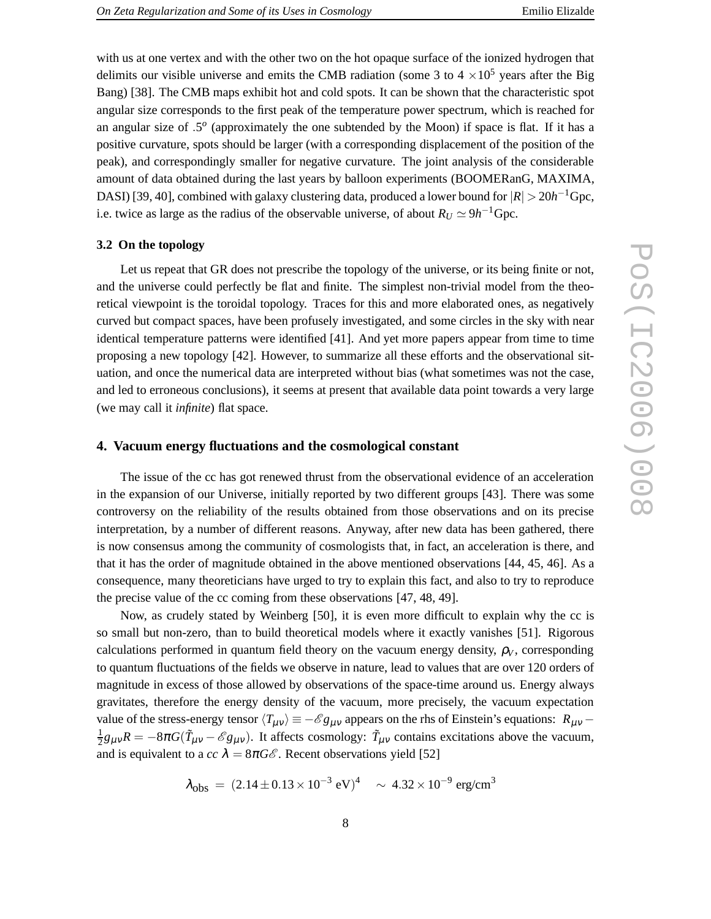with us at one vertex and with the other two on the hot opaque surface of the ionized hydrogen that delimits our visible universe and emits the CMB radiation (some 3 to 4 $\times 10^5$ years after the Big Bang) [38]. The CMB maps exhibit hot and cold spots. It can be shown that the characteristic spot angular size corresponds to the first peak of the temperature power spectrum, which is reached for an angular size of $.5^o$ (approximately the one subtended by the Moon) if space is flat. If it has a positive curvature, spots should be larger (with a corresponding displacement of the position of the peak), and correspondingly smaller for negative curvature. The joint analysis of the considerable amount of data obtained during the last years by balloon experiments (BOOMERanG, MAXIMA, DASI) [39, 40], combined with galaxy clustering data, produced a lower bound for $|R| > 20h^{-1}$Gpc, i.e. twice as large as the radius of the observable universe, of about $R_U \simeq 9h^{-1}$Gpc.

### 3.2 On the topology

Let us repeat that GR does not prescribe the topology of the universe, or its being finite or not, and the universe could perfectly be flat and finite. The simplest non-trivial model from the theoretical viewpoint is the toroidal topology. Traces for this and more elaborated ones, as negatively curved but compact spaces, have been profusely investigated, and some circles in the sky with near identical temperature patterns were identified [41]. And yet more papers appear from time to time proposing a new topology [42]. However, to summarize all these efforts and the observational situation, and once the numerical data are interpreted without bias (what sometimes was not the case, and led to erroneous conclusions), it seems at present that available data point towards a very large (we may call it *infinite*) flat space.

## 4. Vacuum energy fluctuations and the cosmological constant

The issue of the cc has got renewed thrust from the observational evidence of an acceleration in the expansion of our Universe, initially reported by two different groups [43]. There was some controversy on the reliability of the results obtained from those observations and on its precise interpretation, by a number of different reasons. Anyway, after new data has been gathered, there is now consensus among the community of cosmologists that, in fact, an acceleration is there, and that it has the order of magnitude obtained in the above mentioned observations [44, 45, 46]. As a consequence, many theoreticians have urged to try to explain this fact, and also to try to reproduce the precise value of the cc coming from these observations [47, 48, 49].

Now, as crudely stated by Weinberg [50], it is even more difficult to explain why the cc is so small but non-zero, than to build theoretical models where it exactly vanishes [51]. Rigorous calculations performed in quantum field theory on the vacuum energy density, $\rho_V$, corresponding to quantum fluctuations of the fields we observe in nature, lead to values that are over 120 orders of magnitude in excess of those allowed by observations of the space-time around us. Energy always gravitates, therefore the energy density of the vacuum, more precisely, the vacuum expectation value of the stress-energy tensor $\langle T_{\mu\nu}\rangle \equiv -\mathscr{E} g_{\mu\nu}$ appears on the rhs of Einstein's equations: $R_{\mu\nu} - \frac{1}{2}g_{\mu\nu}R = -8\pi G(\tilde{T}_{\mu\nu} - \mathscr{E} g_{\mu\nu})$. It affects cosmology: $\tilde{T}_{\mu\nu}$ contains excitations above the vacuum, and is equivalent to a *cc* $\lambda = 8\pi G\mathscr{E}$. Recent observations yield [52]

$$\lambda_{\rm obs} \,=\, (2.14 \pm 0.13 \times 10^{-3}\ {\rm eV})^4 \quad \sim\, 4.32 \times 10^{-9}\ {\rm erg/cm}^3$$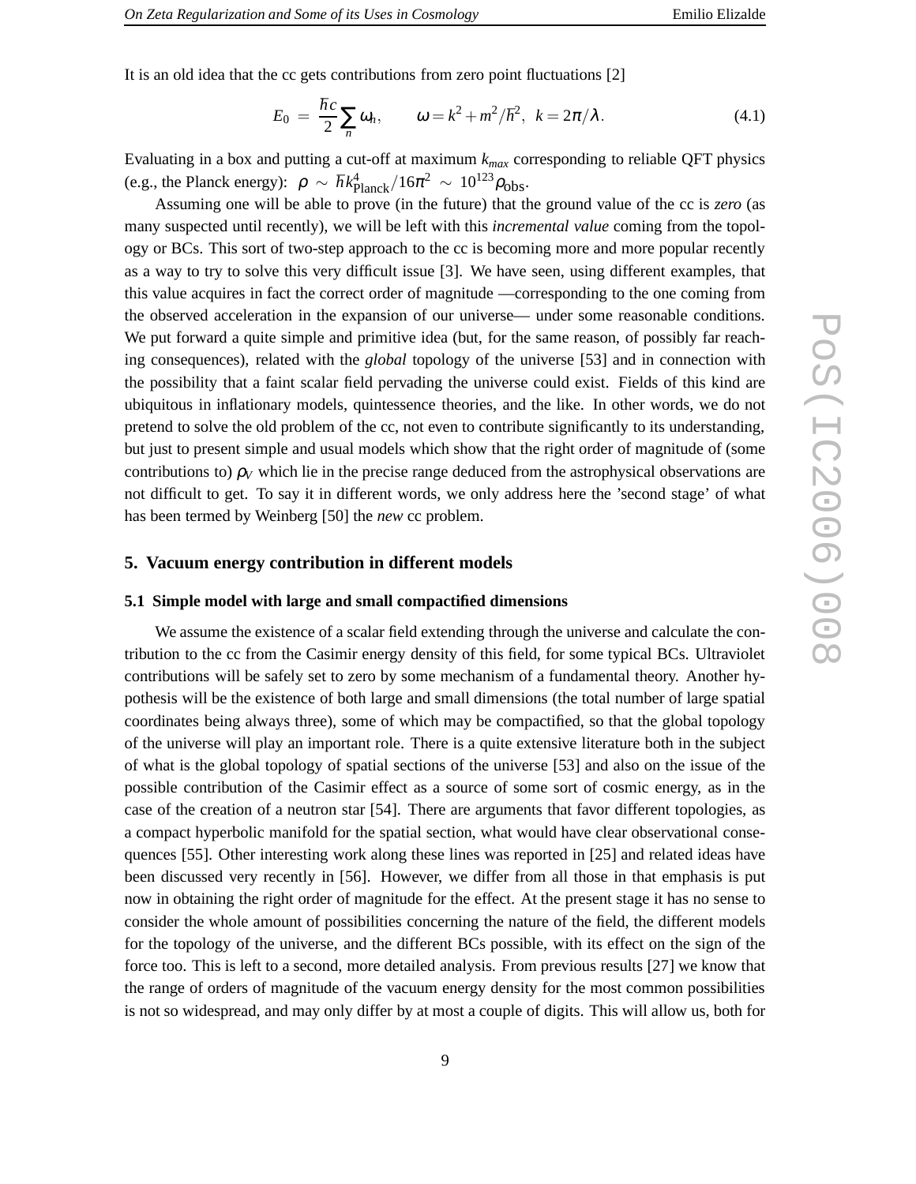It is an old idea that the cc gets contributions from zero point fluctuations [2]

$$E_0 = \frac{\hbar c}{2} \sum_n \omega_n, \qquad \omega = k^2 + m^2/\hbar^2, \;\; k = 2\pi/\lambda. \tag{4.1}$$

Evaluating in a box and putting a cut-off at maximum $k_{max}$ corresponding to reliable QFT physics (e.g., the Planck energy): $\rho \sim \hbar k_{\rm Planck}^4 / 16\pi^2 \sim 10^{123} \rho_{\rm obs}$.

Assuming one will be able to prove (in the future) that the ground value of the cc is *zero* (as many suspected until recently), we will be left with this *incremental value* coming from the topology or BCs. This sort of two-step approach to the cc is becoming more and more popular recently as a way to try to solve this very difficult issue [3]. We have seen, using different examples, that this value acquires in fact the correct order of magnitude —corresponding to the one coming from the observed acceleration in the expansion of our universe— under some reasonable conditions. We put forward a quite simple and primitive idea (but, for the same reason, of possibly far reaching consequences), related with the *global* topology of the universe [53] and in connection with the possibility that a faint scalar field pervading the universe could exist. Fields of this kind are ubiquitous in inflationary models, quintessence theories, and the like. In other words, we do not pretend to solve the old problem of the cc, not even to contribute significantly to its understanding, but just to present simple and usual models which show that the right order of magnitude of (some contributions to) $\rho_V$ which lie in the precise range deduced from the astrophysical observations are not difficult to get. To say it in different words, we only address here the 'second stage' of what has been termed by Weinberg [50] the *new* cc problem.

## 5. Vacuum energy contribution in different models

### 5.1 Simple model with large and small compactified dimensions

We assume the existence of a scalar field extending through the universe and calculate the contribution to the cc from the Casimir energy density of this field, for some typical BCs. Ultraviolet contributions will be safely set to zero by some mechanism of a fundamental theory. Another hypothesis will be the existence of both large and small dimensions (the total number of large spatial coordinates being always three), some of which may be compactified, so that the global topology of the universe will play an important role. There is a quite extensive literature both in the subject of what is the global topology of spatial sections of the universe [53] and also on the issue of the possible contribution of the Casimir effect as a source of some sort of cosmic energy, as in the case of the creation of a neutron star [54]. There are arguments that favor different topologies, as a compact hyperbolic manifold for the spatial section, what would have clear observational consequences [55]. Other interesting work along these lines was reported in [25] and related ideas have been discussed very recently in [56]. However, we differ from all those in that emphasis is put now in obtaining the right order of magnitude for the effect. At the present stage it has no sense to consider the whole amount of possibilities concerning the nature of the field, the different models for the topology of the universe, and the different BCs possible, with its effect on the sign of the force too. This is left to a second, more detailed analysis. From previous results [27] we know that the range of orders of magnitude of the vacuum energy density for the most common possibilities is not so widespread, and may only differ by at most a couple of digits. This will allow us, both for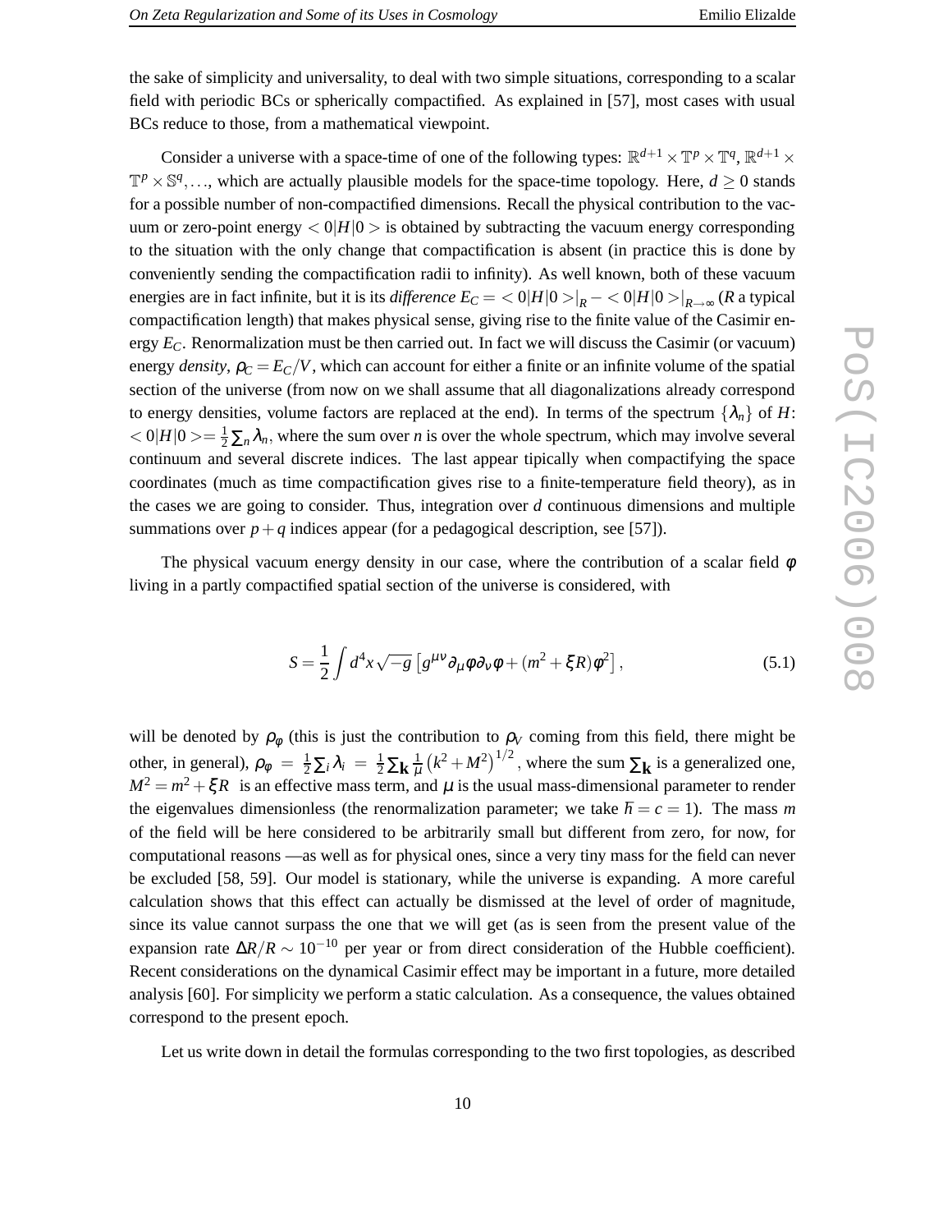the sake of simplicity and universality, to deal with two simple situations, corresponding to a scalar field with periodic BCs or spherically compactified. As explained in [57], most cases with usual BCs reduce to those, from a mathematical viewpoint.

Consider a universe with a space-time of one of the following types: $\mathbb{R}^{d+1} \times \mathbb{T}^p \times \mathbb{T}^q$, $\mathbb{R}^{d+1} \times \mathbb{T}^p \times \mathbb{S}^q, \ldots$, which are actually plausible models for the space-time topology. Here, $d \geq 0$ stands for a possible number of non-compactified dimensions. Recall the physical contribution to the vacuum or zero-point energy $< 0|H|0 >$ is obtained by subtracting the vacuum energy corresponding to the situation with the only change that compactification is absent (in practice this is done by conveniently sending the compactification radii to infinity). As well known, both of these vacuum energies are in fact infinite, but it is its *difference* $E_C = < 0|H|0 >|_R - < 0|H|0 >|_{R\to\infty}$ ($R$ a typical compactification length) that makes physical sense, giving rise to the finite value of the Casimir energy $E_C$. Renormalization must be then carried out. In fact we will discuss the Casimir (or vacuum) energy *density*, $\rho_C = E_C/V$, which can account for either a finite or an infinite volume of the spatial section of the universe (from now on we shall assume that all diagonalizations already correspond to energy densities, volume factors are replaced at the end). In terms of the spectrum $\{\lambda_n\}$ of $H$: $< 0|H|0 >= \frac{1}{2}\sum_n \lambda_n$, where the sum over $n$ is over the whole spectrum, which may involve several continuum and several discrete indices. The last appear tipically when compactifying the space coordinates (much as time compactification gives rise to a finite-temperature field theory), as in the cases we are going to consider. Thus, integration over $d$ continuous dimensions and multiple summations over $p+q$ indices appear (for a pedagogical description, see [57]).

The physical vacuum energy density in our case, where the contribution of a scalar field $\phi$ living in a partly compactified spatial section of the universe is considered, with

$$S = \frac{1}{2}\int d^4x \sqrt{-g}\left[g^{\mu\nu}\partial_\mu\phi\partial_\nu\phi + (m^2+\xi R)\phi^2\right], \tag{5.1}$$

will be denoted by $\rho_\phi$ (this is just the contribution to $\rho_V$ coming from this field, there might be other, in general), $\rho_\phi = \frac{1}{2}\sum_i \lambda_i = \frac{1}{2}\sum_{\mathbf{k}} \frac{1}{\mu}\left(k^2+M^2\right)^{1/2}$, where the sum $\sum_{\mathbf{k}}$ is a generalized one, $M^2 = m^2 + \xi R$ is an effective mass term, and $\mu$ is the usual mass-dimensional parameter to render the eigenvalues dimensionless (the renormalization parameter; we take $\hbar = c = 1$). The mass $m$ of the field will be here considered to be arbitrarily small but different from zero, for now, for computational reasons —as well as for physical ones, since a very tiny mass for the field can never be excluded [58, 59]. Our model is stationary, while the universe is expanding. A more careful calculation shows that this effect can actually be dismissed at the level of order of magnitude, since its value cannot surpass the one that we will get (as is seen from the present value of the expansion rate $\Delta R/R \sim 10^{-10}$ per year or from direct consideration of the Hubble coefficient). Recent considerations on the dynamical Casimir effect may be important in a future, more detailed analysis [60]. For simplicity we perform a static calculation. As a consequence, the values obtained correspond to the present epoch.

Let us write down in detail the formulas corresponding to the two first topologies, as described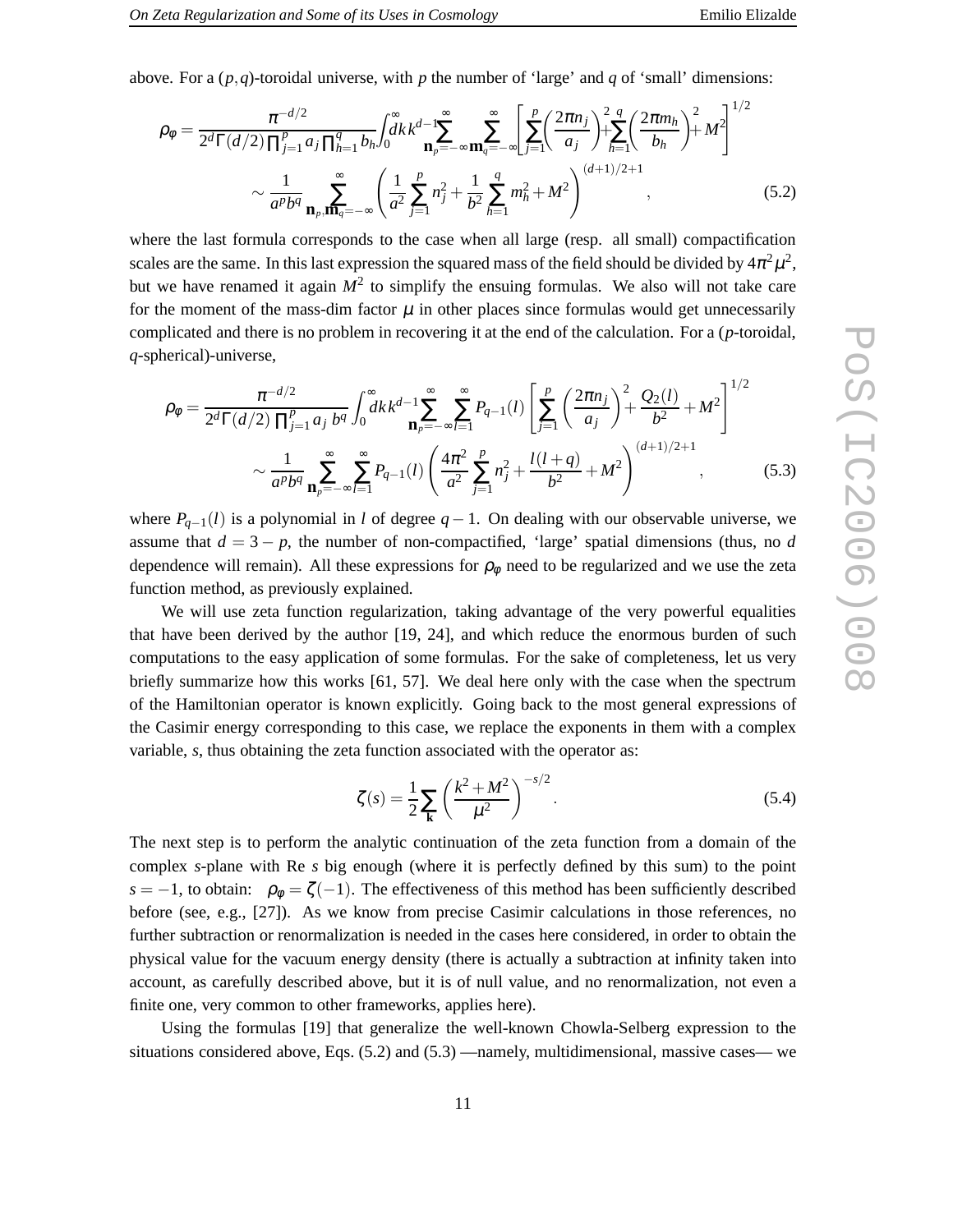above. For a $(p,q)$-toroidal universe, with $p$ the number of 'large' and $q$ of 'small' dimensions:

$$\rho_\phi = \frac{\pi^{-d/2}}{2^d \Gamma(d/2) \prod_{j=1}^p a_j \prod_{h=1}^q b_h} \int_0^\infty dk\, k^{d-1} \sum_{\mathbf{n}_p=-\infty}^{\infty} \sum_{\mathbf{m}_q=-\infty}^{\infty} \left[ \sum_{j=1}^p \left(\frac{2\pi n_j}{a_j}\right)^2 + \sum_{h=1}^q \left(\frac{2\pi m_h}{b_h}\right)^2 + M^2 \right]^{1/2}$$

$$\sim \frac{1}{a^p b^q} \sum_{\mathbf{n}_p, \mathbf{m}_q=-\infty}^{\infty} \left( \frac{1}{a^2} \sum_{j=1}^p n_j^2 + \frac{1}{b^2} \sum_{h=1}^q m_h^2 + M^2 \right)^{(d+1)/2+1}, \tag{5.2}$$

where the last formula corresponds to the case when all large (resp. all small) compactification scales are the same. In this last expression the squared mass of the field should be divided by $4\pi^2\mu^2$, but we have renamed it again $M^2$ to simplify the ensuing formulas. We also will not take care for the moment of the mass-dim factor $\mu$ in other places since formulas would get unnecessarily complicated and there is no problem in recovering it at the end of the calculation. For a ($p$-toroidal, $q$-spherical)-universe,

$$\rho_\phi = \frac{\pi^{-d/2}}{2^d \Gamma(d/2) \prod_{j=1}^p a_j\, b^q} \int_0^\infty dk\, k^{d-1} \sum_{\mathbf{n}_p=-\infty}^{\infty} \sum_{l=1}^{\infty} P_{q-1}(l) \left[ \sum_{j=1}^p \left(\frac{2\pi n_j}{a_j}\right)^2 + \frac{Q_2(l)}{b^2} + M^2 \right]^{1/2}$$

$$\sim \frac{1}{a^p b^q} \sum_{\mathbf{n}_p=-\infty}^{\infty} \sum_{l=1}^{\infty} P_{q-1}(l) \left( \frac{4\pi^2}{a^2} \sum_{j=1}^p n_j^2 + \frac{l(l+q)}{b^2} + M^2 \right)^{(d+1)/2+1}, \tag{5.3}$$

where $P_{q-1}(l)$ is a polynomial in $l$ of degree $q-1$. On dealing with our observable universe, we assume that $d = 3-p$, the number of non-compactified, 'large' spatial dimensions (thus, no $d$ dependence will remain). All these expressions for $\rho_\phi$ need to be regularized and we use the zeta function method, as previously explained.

We will use zeta function regularization, taking advantage of the very powerful equalities that have been derived by the author [19, 24], and which reduce the enormous burden of such computations to the easy application of some formulas. For the sake of completeness, let us very briefly summarize how this works [61, 57]. We deal here only with the case when the spectrum of the Hamiltonian operator is known explicitly. Going back to the most general expressions of the Casimir energy corresponding to this case, we replace the exponents in them with a complex variable, $s$, thus obtaining the zeta function associated with the operator as:

$$\zeta(s) = \frac{1}{2} \sum_{\mathbf{k}} \left( \frac{k^2 + M^2}{\mu^2} \right)^{-s/2}. \tag{5.4}$$

The next step is to perform the analytic continuation of the zeta function from a domain of the complex $s$-plane with Re $s$ big enough (where it is perfectly defined by this sum) to the point $s = -1$, to obtain: $\rho_\phi = \zeta(-1)$. The effectiveness of this method has been sufficiently described before (see, e.g., [27]). As we know from precise Casimir calculations in those references, no further subtraction or renormalization is needed in the cases here considered, in order to obtain the physical value for the vacuum energy density (there is actually a subtraction at infinity taken into account, as carefully described above, but it is of null value, and no renormalization, not even a finite one, very common to other frameworks, applies here).

Using the formulas [19] that generalize the well-known Chowla-Selberg expression to the situations considered above, Eqs. (5.2) and (5.3) —namely, multidimensional, massive cases— we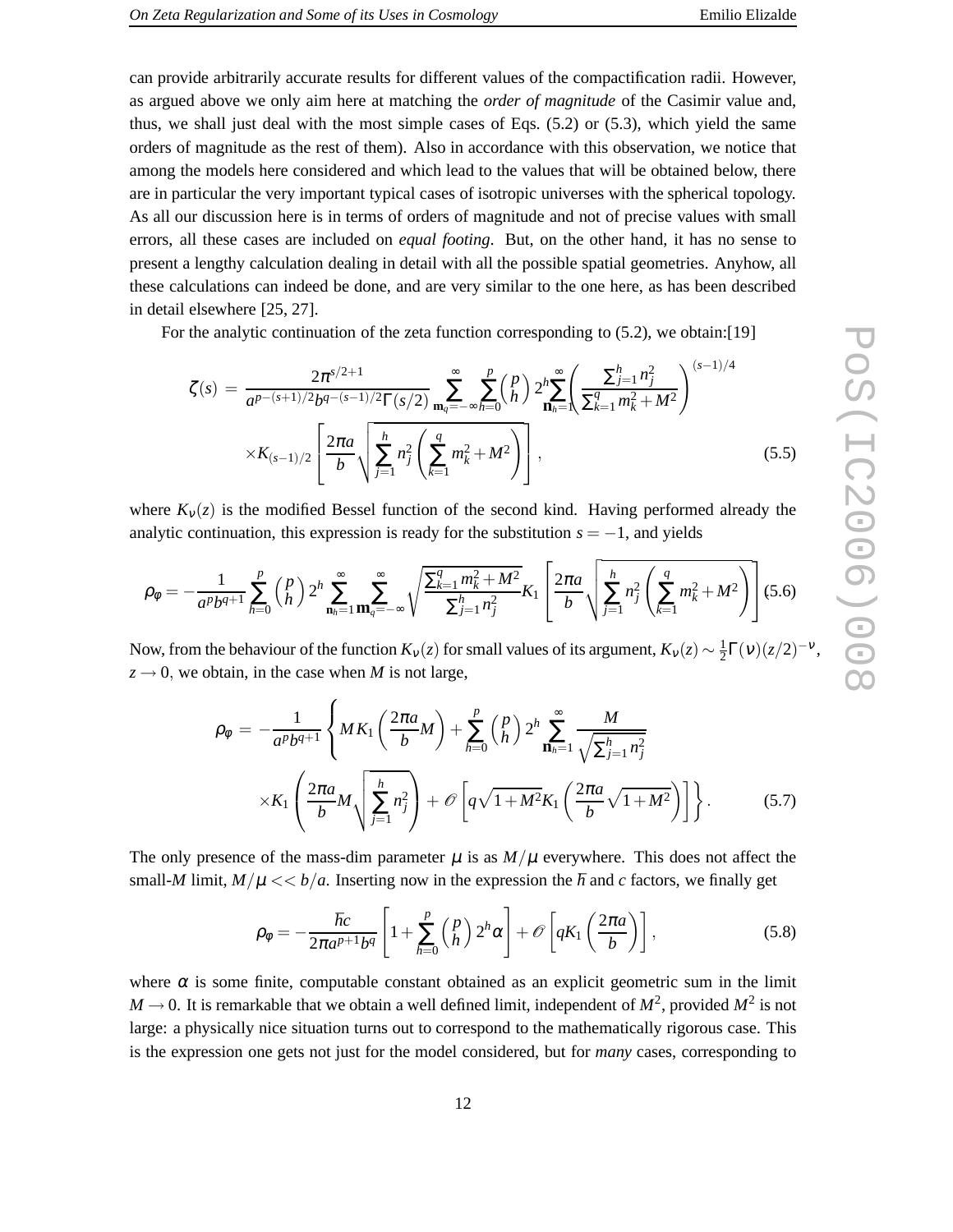can provide arbitrarily accurate results for different values of the compactification radii. However, as argued above we only aim here at matching the *order of magnitude* of the Casimir value and, thus, we shall just deal with the most simple cases of Eqs. (5.2) or (5.3), which yield the same orders of magnitude as the rest of them). Also in accordance with this observation, we notice that among the models here considered and which lead to the values that will be obtained below, there are in particular the very important typical cases of isotropic universes with the spherical topology. As all our discussion here is in terms of orders of magnitude and not of precise values with small errors, all these cases are included on *equal footing*. But, on the other hand, it has no sense to present a lengthy calculation dealing in detail with all the possible spatial geometries. Anyhow, all these calculations can indeed be done, and are very similar to the one here, as has been described in detail elsewhere [25, 27].

For the analytic continuation of the zeta function corresponding to (5.2), we obtain:[19]

$$\zeta(s) = \frac{2\pi^{s/2+1}}{a^{p-(s+1)/2}b^{q-(s-1)/2}\Gamma(s/2)} \sum_{\mathbf{m}_q=-\infty}^{\infty} \sum_{h=0}^{p} \binom{p}{h} 2^h \sum_{\mathbf{n}_h=1}^{\infty} \left( \frac{\sum_{j=1}^{h} n_j^2}{\sum_{k=1}^{q} m_k^2 + M^2} \right)^{(s-1)/4} \times K_{(s-1)/2} \left[ \frac{2\pi a}{b} \sqrt{\sum_{j=1}^{h} n_j^2 \left( \sum_{k=1}^{q} m_k^2 + M^2 \right)} \right], \tag{5.5}$$

where $K_\nu(z)$ is the modified Bessel function of the second kind. Having performed already the analytic continuation, this expression is ready for the substitution $s = -1$, and yields

$$\rho_\varphi = -\frac{1}{a^p b^{q+1}} \sum_{h=0}^{p} \binom{p}{h} 2^h \sum_{\mathbf{n}_h=1}^{\infty} \sum_{\mathbf{m}_q=-\infty}^{\infty} \sqrt{\frac{\sum_{k=1}^{q} m_k^2 + M^2}{\sum_{j=1}^{h} n_j^2}} K_1 \left[ \frac{2\pi a}{b} \sqrt{\sum_{j=1}^{h} n_j^2 \left( \sum_{k=1}^{q} m_k^2 + M^2 \right)} \right]. \tag{5.6}$$

Now, from the behaviour of the function $K_\nu(z)$ for small values of its argument, $K_\nu(z) \sim \frac{1}{2}\Gamma(\nu)(z/2)^{-\nu}$, $z \to 0$, we obtain, in the case when $M$ is not large,

$$\rho_\varphi = -\frac{1}{a^p b^{q+1}} \left\{ M K_1 \left( \frac{2\pi a}{b} M \right) + \sum_{h=0}^{p} \binom{p}{h} 2^h \sum_{\mathbf{n}_h=1}^{\infty} \frac{M}{\sqrt{\sum_{j=1}^{h} n_j^2}} \times K_1 \left( \frac{2\pi a}{b} M \sqrt{\sum_{j=1}^{h} n_j^2} \right) + \mathscr{O} \left[ q\sqrt{1+M^2} K_1 \left( \frac{2\pi a}{b} \sqrt{1+M^2} \right) \right] \right\}. \tag{5.7}$$

The only presence of the mass-dim parameter $\mu$ is as $M/\mu$ everywhere. This does not affect the small-$M$ limit, $M/\mu << b/a$. Inserting now in the expression the $\hbar$ and $c$ factors, we finally get

$$\rho_\varphi = -\frac{\hbar c}{2\pi a^{p+1} b^q} \left[ 1 + \sum_{h=0}^{p} \binom{p}{h} 2^h \alpha \right] + \mathscr{O} \left[ q K_1 \left( \frac{2\pi a}{b} \right) \right], \tag{5.8}$$

where $\alpha$ is some finite, computable constant obtained as an explicit geometric sum in the limit $M \to 0$. It is remarkable that we obtain a well defined limit, independent of $M^2$, provided $M^2$ is not large: a physically nice situation turns out to correspond to the mathematically rigorous case. This is the expression one gets not just for the model considered, but for *many* cases, corresponding to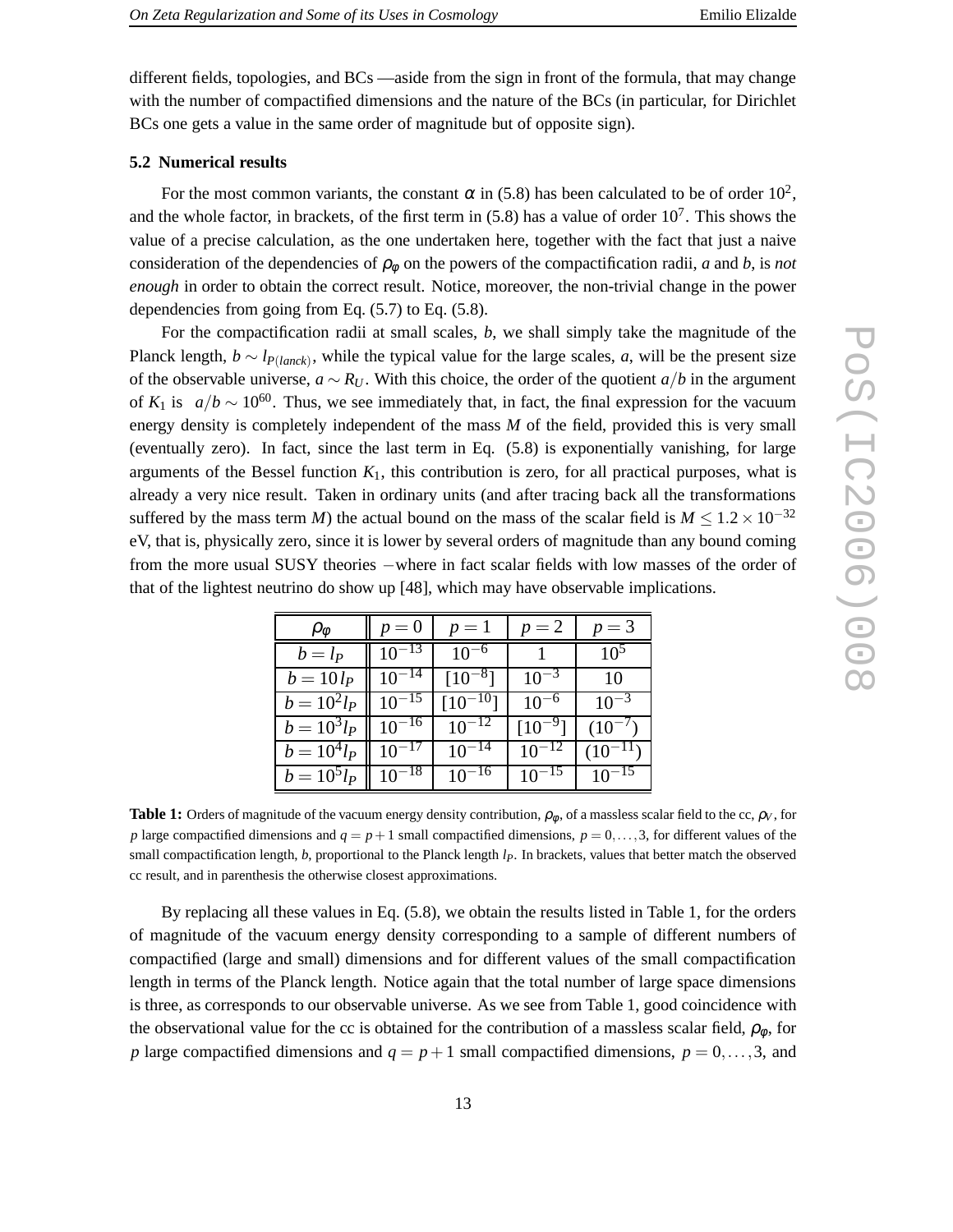different fields, topologies, and BCs —aside from the sign in front of the formula, that may change with the number of compactified dimensions and the nature of the BCs (in particular, for Dirichlet BCs one gets a value in the same order of magnitude but of opposite sign).

### 5.2 Numerical results

For the most common variants, the constant $\alpha$ in (5.8) has been calculated to be of order $10^2$, and the whole factor, in brackets, of the first term in (5.8) has a value of order $10^7$. This shows the value of a precise calculation, as the one undertaken here, together with the fact that just a naive consideration of the dependencies of $\rho_\phi$ on the powers of the compactification radii, $a$ and $b$, is *not enough* in order to obtain the correct result. Notice, moreover, the non-trivial change in the power dependencies from going from Eq. (5.7) to Eq. (5.8).

For the compactification radii at small scales, $b$, we shall simply take the magnitude of the Planck length, $b \sim l_{P(lanck)}$, while the typical value for the large scales, $a$, will be the present size of the observable universe, $a \sim R_U$. With this choice, the order of the quotient $a/b$ in the argument of $K_1$ is $a/b \sim 10^{60}$. Thus, we see immediately that, in fact, the final expression for the vacuum energy density is completely independent of the mass $M$ of the field, provided this is very small (eventually zero). In fact, since the last term in Eq. (5.8) is exponentially vanishing, for large arguments of the Bessel function $K_1$, this contribution is zero, for all practical purposes, what is already a very nice result. Taken in ordinary units (and after tracing back all the transformations suffered by the mass term $M$) the actual bound on the mass of the scalar field is $M \leq 1.2 \times 10^{-32}$ eV, that is, physically zero, since it is lower by several orders of magnitude than any bound coming from the more usual SUSY theories $-$where in fact scalar fields with low masses of the order of that of the lightest neutrino do show up [48], which may have observable implications.

| $\rho_\phi$ | $p=0$ | $p=1$ | $p=2$ | $p=3$ |
|---|---|---|---|---|
| $b=l_P$ | $10^{-13}$ | $10^{-6}$ | $1$ | $10^5$ |
| $b=10\,l_P$ | $10^{-14}$ | $[10^{-8}]$ | $10^{-3}$ | $10$ |
| $b=10^2 l_P$ | $10^{-15}$ | $[10^{-10}]$ | $10^{-6}$ | $10^{-3}$ |
| $b=10^3 l_P$ | $10^{-16}$ | $10^{-12}$ | $[10^{-9}]$ | $(10^{-7})$ |
| $b=10^4 l_P$ | $10^{-17}$ | $10^{-14}$ | $10^{-12}$ | $(10^{-11})$ |
| $b=10^5 l_P$ | $10^{-18}$ | $10^{-16}$ | $10^{-15}$ | $10^{-15}$ |

**Table 1:** Orders of magnitude of the vacuum energy density contribution, $\rho_\phi$, of a massless scalar field to the cc, $\rho_V$, for $p$ large compactified dimensions and $q=p+1$ small compactified dimensions, $p=0,\ldots,3$, for different values of the small compactification length, $b$, proportional to the Planck length $l_P$. In brackets, values that better match the observed cc result, and in parenthesis the otherwise closest approximations.

By replacing all these values in Eq. (5.8), we obtain the results listed in Table 1, for the orders of magnitude of the vacuum energy density corresponding to a sample of different numbers of compactified (large and small) dimensions and for different values of the small compactification length in terms of the Planck length. Notice again that the total number of large space dimensions is three, as corresponds to our observable universe. As we see from Table 1, good coincidence with the observational value for the cc is obtained for the contribution of a massless scalar field, $\rho_\phi$, for $p$ large compactified dimensions and $q=p+1$ small compactified dimensions, $p=0,\ldots,3$, and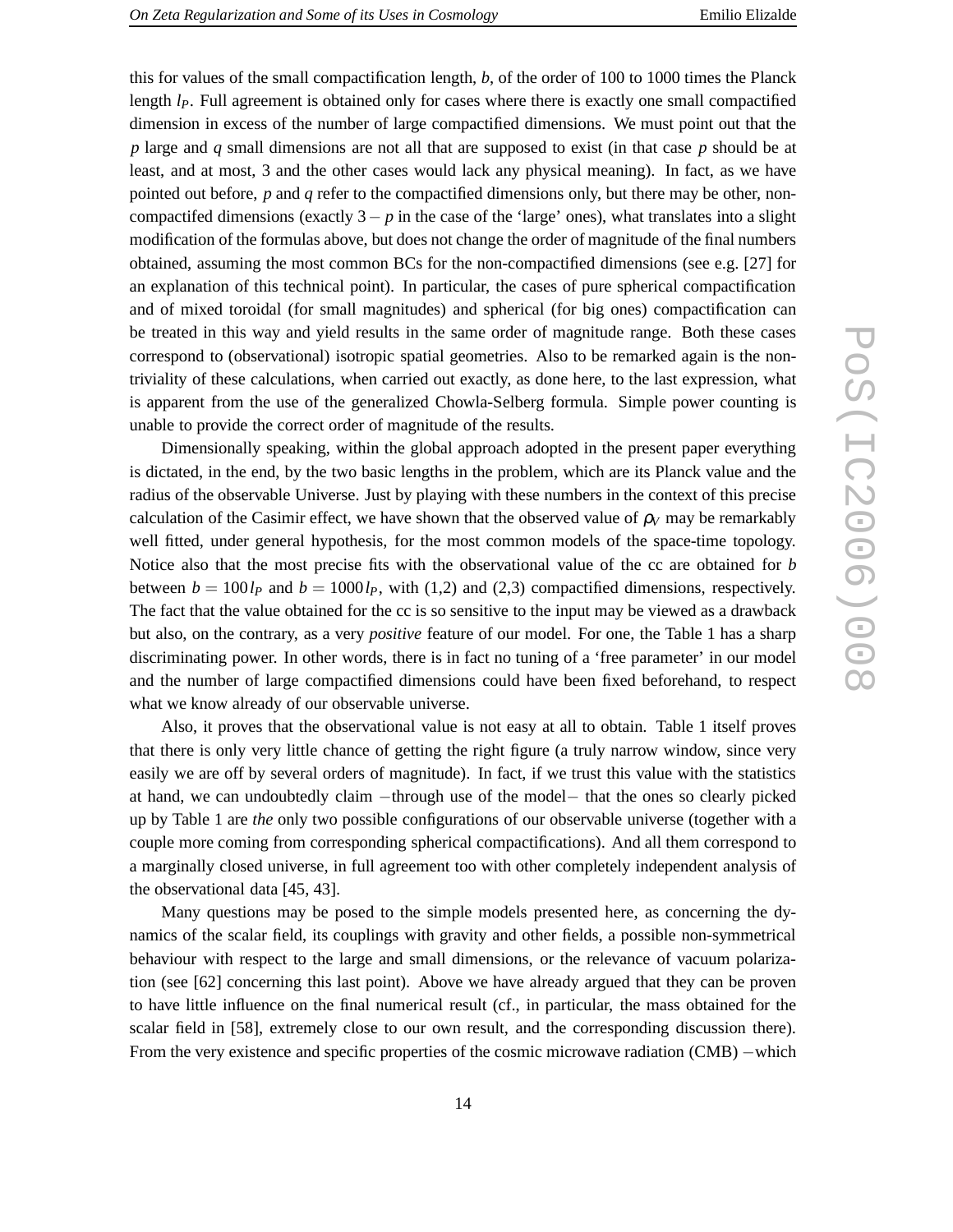this for values of the small compactification length, $b$, of the order of 100 to 1000 times the Planck length $l_P$. Full agreement is obtained only for cases where there is exactly one small compactified dimension in excess of the number of large compactified dimensions. We must point out that the $p$ large and $q$ small dimensions are not all that are supposed to exist (in that case $p$ should be at least, and at most, 3 and the other cases would lack any physical meaning). In fact, as we have pointed out before, $p$ and $q$ refer to the compactified dimensions only, but there may be other, non-compactifed dimensions (exactly $3-p$ in the case of the 'large' ones), what translates into a slight modification of the formulas above, but does not change the order of magnitude of the final numbers obtained, assuming the most common BCs for the non-compactified dimensions (see e.g. [27] for an explanation of this technical point). In particular, the cases of pure spherical compactification and of mixed toroidal (for small magnitudes) and spherical (for big ones) compactification can be treated in this way and yield results in the same order of magnitude range. Both these cases correspond to (observational) isotropic spatial geometries. Also to be remarked again is the non-triviality of these calculations, when carried out exactly, as done here, to the last expression, what is apparent from the use of the generalized Chowla-Selberg formula. Simple power counting is unable to provide the correct order of magnitude of the results.

Dimensionally speaking, within the global approach adopted in the present paper everything is dictated, in the end, by the two basic lengths in the problem, which are its Planck value and the radius of the observable Universe. Just by playing with these numbers in the context of this precise calculation of the Casimir effect, we have shown that the observed value of $\rho_V$ may be remarkably well fitted, under general hypothesis, for the most common models of the space-time topology. Notice also that the most precise fits with the observational value of the cc are obtained for $b$ between $b = 100\, l_P$ and $b = 1000\, l_P$, with (1,2) and (2,3) compactified dimensions, respectively. The fact that the value obtained for the cc is so sensitive to the input may be viewed as a drawback but also, on the contrary, as a very *positive* feature of our model. For one, the Table 1 has a sharp discriminating power. In other words, there is in fact no tuning of a 'free parameter' in our model and the number of large compactified dimensions could have been fixed beforehand, to respect what we know already of our observable universe.

Also, it proves that the observational value is not easy at all to obtain. Table 1 itself proves that there is only very little chance of getting the right figure (a truly narrow window, since very easily we are off by several orders of magnitude). In fact, if we trust this value with the statistics at hand, we can undoubtedly claim −through use of the model− that the ones so clearly picked up by Table 1 are *the* only two possible configurations of our observable universe (together with a couple more coming from corresponding spherical compactifications). And all them correspond to a marginally closed universe, in full agreement too with other completely independent analysis of the observational data [45, 43].

Many questions may be posed to the simple models presented here, as concerning the dynamics of the scalar field, its couplings with gravity and other fields, a possible non-symmetrical behaviour with respect to the large and small dimensions, or the relevance of vacuum polarization (see [62] concerning this last point). Above we have already argued that they can be proven to have little influence on the final numerical result (cf., in particular, the mass obtained for the scalar field in [58], extremely close to our own result, and the corresponding discussion there). From the very existence and specific properties of the cosmic microwave radiation (CMB) −which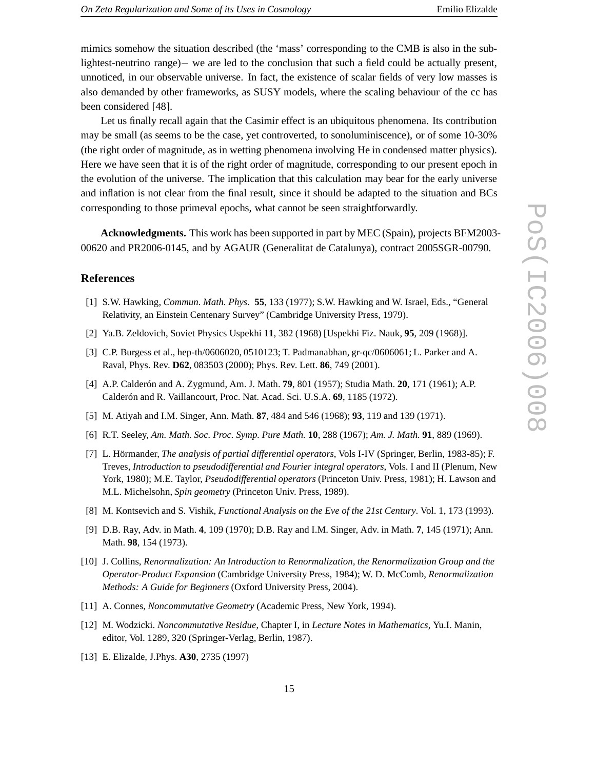mimics somehow the situation described (the 'mass' corresponding to the CMB is also in the sub-lightest-neutrino range)− we are led to the conclusion that such a field could be actually present, unnoticed, in our observable universe. In fact, the existence of scalar fields of very low masses is also demanded by other frameworks, as SUSY models, where the scaling behaviour of the cc has been considered [48].

Let us finally recall again that the Casimir effect is an ubiquitous phenomena. Its contribution may be small (as seems to be the case, yet controverted, to sonoluminiscence), or of some 10-30% (the right order of magnitude, as in wetting phenomena involving He in condensed matter physics). Here we have seen that it is of the right order of magnitude, corresponding to our present epoch in the evolution of the universe. The implication that this calculation may bear for the early universe and inflation is not clear from the final result, since it should be adapted to the situation and BCs corresponding to those primeval epochs, what cannot be seen straightforwardly.

**Acknowledgments.** This work has been supported in part by MEC (Spain), projects BFM2003-00620 and PR2006-0145, and by AGAUR (Generalitat de Catalunya), contract 2005SGR-00790.

## References

[1] S.W. Hawking, *Commun. Math. Phys.* **55**, 133 (1977); S.W. Hawking and W. Israel, Eds., "General Relativity, an Einstein Centenary Survey" (Cambridge University Press, 1979).

[2] Ya.B. Zeldovich, Soviet Physics Uspekhi **11**, 382 (1968) [Uspekhi Fiz. Nauk, **95**, 209 (1968)].

[3] C.P. Burgess et al., hep-th/0606020, 0510123; T. Padmanabhan, gr-qc/0606061; L. Parker and A. Raval, Phys. Rev. **D62**, 083503 (2000); Phys. Rev. Lett. **86**, 749 (2001).

[4] A.P. Calderón and A. Zygmund, Am. J. Math. **79**, 801 (1957); Studia Math. **20**, 171 (1961); A.P. Calderón and R. Vaillancourt, Proc. Nat. Acad. Sci. U.S.A. **69**, 1185 (1972).

[5] M. Atiyah and I.M. Singer, Ann. Math. **87**, 484 and 546 (1968); **93**, 119 and 139 (1971).

[6] R.T. Seeley, *Am. Math. Soc. Proc. Symp. Pure Math.* **10**, 288 (1967); *Am. J. Math.* **91**, 889 (1969).

[7] L. Hörmander, *The analysis of partial differential operators*, Vols I-IV (Springer, Berlin, 1983-85); F. Treves, *Introduction to pseudodifferential and Fourier integral operators*, Vols. I and II (Plenum, New York, 1980); M.E. Taylor, *Pseudodifferential operators* (Princeton Univ. Press, 1981); H. Lawson and M.L. Michelsohn, *Spin geometry* (Princeton Univ. Press, 1989).

[8] M. Kontsevich and S. Vishik, *Functional Analysis on the Eve of the 21st Century*. Vol. 1, 173 (1993).

[9] D.B. Ray, Adv. in Math. **4**, 109 (1970); D.B. Ray and I.M. Singer, Adv. in Math. **7**, 145 (1971); Ann. Math. **98**, 154 (1973).

[10] J. Collins, *Renormalization: An Introduction to Renormalization, the Renormalization Group and the Operator-Product Expansion* (Cambridge University Press, 1984); W. D. McComb, *Renormalization Methods: A Guide for Beginners* (Oxford University Press, 2004).

[11] A. Connes, *Noncommutative Geometry* (Academic Press, New York, 1994).

[12] M. Wodzicki. *Noncommutative Residue*, Chapter I, in *Lecture Notes in Mathematics*, Yu.I. Manin, editor, Vol. 1289, 320 (Springer-Verlag, Berlin, 1987).

[13] E. Elizalde, J.Phys. **A30**, 2735 (1997)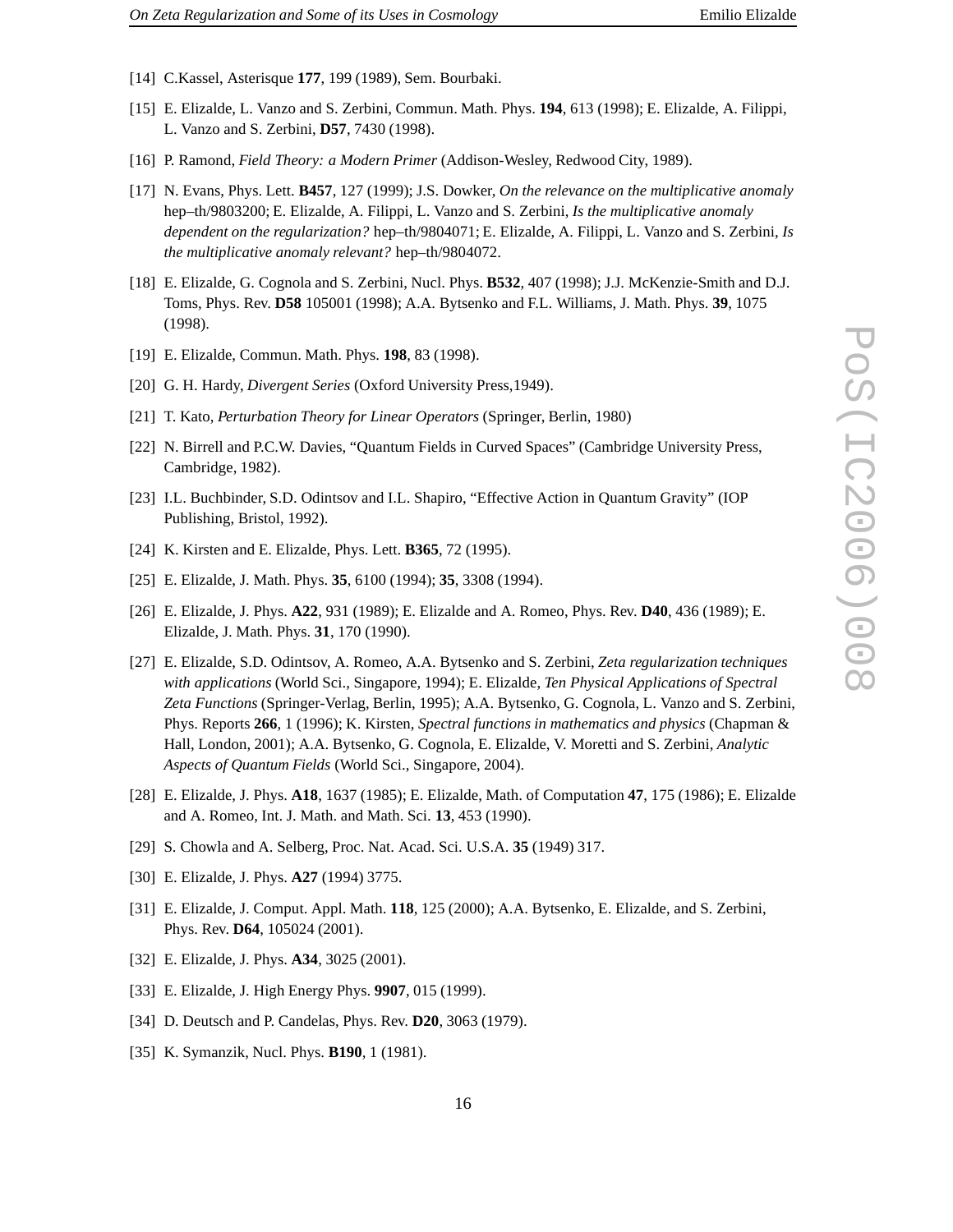[14] C.Kassel, Asterisque **177**, 199 (1989), Sem. Bourbaki.

[15] E. Elizalde, L. Vanzo and S. Zerbini, Commun. Math. Phys. **194**, 613 (1998); E. Elizalde, A. Filippi, L. Vanzo and S. Zerbini, **D57**, 7430 (1998).

[16] P. Ramond, *Field Theory: a Modern Primer* (Addison-Wesley, Redwood City, 1989).

[17] N. Evans, Phys. Lett. **B457**, 127 (1999); J.S. Dowker, *On the relevance on the multiplicative anomaly* hep–th/9803200; E. Elizalde, A. Filippi, L. Vanzo and S. Zerbini, *Is the multiplicative anomaly dependent on the regularization?* hep–th/9804071; E. Elizalde, A. Filippi, L. Vanzo and S. Zerbini, *Is the multiplicative anomaly relevant?* hep–th/9804072.

[18] E. Elizalde, G. Cognola and S. Zerbini, Nucl. Phys. **B532**, 407 (1998); J.J. McKenzie-Smith and D.J. Toms, Phys. Rev. **D58** 105001 (1998); A.A. Bytsenko and F.L. Williams, J. Math. Phys. **39**, 1075 (1998).

[19] E. Elizalde, Commun. Math. Phys. **198**, 83 (1998).

[20] G. H. Hardy, *Divergent Series* (Oxford University Press,1949).

[21] T. Kato, *Perturbation Theory for Linear Operators* (Springer, Berlin, 1980)

[22] N. Birrell and P.C.W. Davies, "Quantum Fields in Curved Spaces" (Cambridge University Press, Cambridge, 1982).

[23] I.L. Buchbinder, S.D. Odintsov and I.L. Shapiro, "Effective Action in Quantum Gravity" (IOP Publishing, Bristol, 1992).

[24] K. Kirsten and E. Elizalde, Phys. Lett. **B365**, 72 (1995).

[25] E. Elizalde, J. Math. Phys. **35**, 6100 (1994); **35**, 3308 (1994).

[26] E. Elizalde, J. Phys. **A22**, 931 (1989); E. Elizalde and A. Romeo, Phys. Rev. **D40**, 436 (1989); E. Elizalde, J. Math. Phys. **31**, 170 (1990).

[27] E. Elizalde, S.D. Odintsov, A. Romeo, A.A. Bytsenko and S. Zerbini, *Zeta regularization techniques with applications* (World Sci., Singapore, 1994); E. Elizalde, *Ten Physical Applications of Spectral Zeta Functions* (Springer-Verlag, Berlin, 1995); A.A. Bytsenko, G. Cognola, L. Vanzo and S. Zerbini, Phys. Reports **266**, 1 (1996); K. Kirsten, *Spectral functions in mathematics and physics* (Chapman & Hall, London, 2001); A.A. Bytsenko, G. Cognola, E. Elizalde, V. Moretti and S. Zerbini, *Analytic Aspects of Quantum Fields* (World Sci., Singapore, 2004).

[28] E. Elizalde, J. Phys. **A18**, 1637 (1985); E. Elizalde, Math. of Computation **47**, 175 (1986); E. Elizalde and A. Romeo, Int. J. Math. and Math. Sci. **13**, 453 (1990).

[29] S. Chowla and A. Selberg, Proc. Nat. Acad. Sci. U.S.A. **35** (1949) 317.

[30] E. Elizalde, J. Phys. **A27** (1994) 3775.

[31] E. Elizalde, J. Comput. Appl. Math. **118**, 125 (2000); A.A. Bytsenko, E. Elizalde, and S. Zerbini, Phys. Rev. **D64**, 105024 (2001).

[32] E. Elizalde, J. Phys. **A34**, 3025 (2001).

[33] E. Elizalde, J. High Energy Phys. **9907**, 015 (1999).

[34] D. Deutsch and P. Candelas, Phys. Rev. **D20**, 3063 (1979).

[35] K. Symanzik, Nucl. Phys. **B190**, 1 (1981).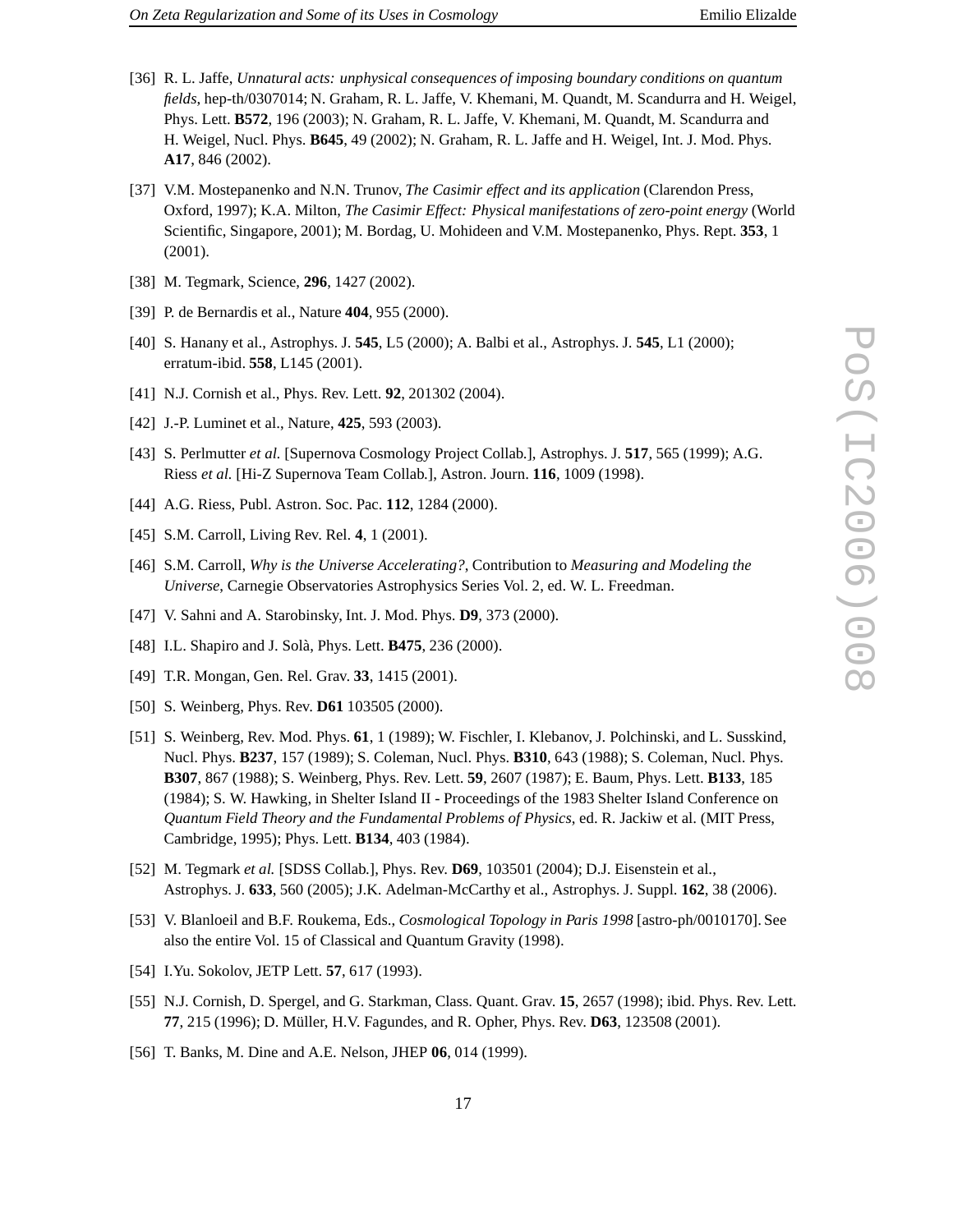[36] R. L. Jaffe, *Unnatural acts: unphysical consequences of imposing boundary conditions on quantum fields*, hep-th/0307014; N. Graham, R. L. Jaffe, V. Khemani, M. Quandt, M. Scandurra and H. Weigel, Phys. Lett. **B572**, 196 (2003); N. Graham, R. L. Jaffe, V. Khemani, M. Quandt, M. Scandurra and H. Weigel, Nucl. Phys. **B645**, 49 (2002); N. Graham, R. L. Jaffe and H. Weigel, Int. J. Mod. Phys. **A17**, 846 (2002).

[37] V.M. Mostepanenko and N.N. Trunov, *The Casimir effect and its application* (Clarendon Press, Oxford, 1997); K.A. Milton, *The Casimir Effect: Physical manifestations of zero-point energy* (World Scientific, Singapore, 2001); M. Bordag, U. Mohideen and V.M. Mostepanenko, Phys. Rept. **353**, 1 (2001).

[38] M. Tegmark, Science, **296**, 1427 (2002).

[39] P. de Bernardis et al., Nature **404**, 955 (2000).

[40] S. Hanany et al., Astrophys. J. **545**, L5 (2000); A. Balbi et al., Astrophys. J. **545**, L1 (2000); erratum-ibid. **558**, L145 (2001).

[41] N.J. Cornish et al., Phys. Rev. Lett. **92**, 201302 (2004).

[42] J.-P. Luminet et al., Nature, **425**, 593 (2003).

[43] S. Perlmutter *et al.* [Supernova Cosmology Project Collab.], Astrophys. J. **517**, 565 (1999); A.G. Riess *et al.* [Hi-Z Supernova Team Collab.], Astron. Journ. **116**, 1009 (1998).

[44] A.G. Riess, Publ. Astron. Soc. Pac. **112**, 1284 (2000).

[45] S.M. Carroll, Living Rev. Rel. **4**, 1 (2001).

[46] S.M. Carroll, *Why is the Universe Accelerating?*, Contribution to *Measuring and Modeling the Universe*, Carnegie Observatories Astrophysics Series Vol. 2, ed. W. L. Freedman.

[47] V. Sahni and A. Starobinsky, Int. J. Mod. Phys. **D9**, 373 (2000).

[48] I.L. Shapiro and J. Solà, Phys. Lett. **B475**, 236 (2000).

[49] T.R. Mongan, Gen. Rel. Grav. **33**, 1415 (2001).

[50] S. Weinberg, Phys. Rev. **D61** 103505 (2000).

[51] S. Weinberg, Rev. Mod. Phys. **61**, 1 (1989); W. Fischler, I. Klebanov, J. Polchinski, and L. Susskind, Nucl. Phys. **B237**, 157 (1989); S. Coleman, Nucl. Phys. **B310**, 643 (1988); S. Coleman, Nucl. Phys. **B307**, 867 (1988); S. Weinberg, Phys. Rev. Lett. **59**, 2607 (1987); E. Baum, Phys. Lett. **B133**, 185 (1984); S. W. Hawking, in Shelter Island II - Proceedings of the 1983 Shelter Island Conference on *Quantum Field Theory and the Fundamental Problems of Physics*, ed. R. Jackiw et al. (MIT Press, Cambridge, 1995); Phys. Lett. **B134**, 403 (1984).

[52] M. Tegmark *et al.* [SDSS Collab.], Phys. Rev. **D69**, 103501 (2004); D.J. Eisenstein et al., Astrophys. J. **633**, 560 (2005); J.K. Adelman-McCarthy et al., Astrophys. J. Suppl. **162**, 38 (2006).

[53] V. Blanloeil and B.F. Roukema, Eds., *Cosmological Topology in Paris 1998* [astro-ph/0010170]. See also the entire Vol. 15 of Classical and Quantum Gravity (1998).

[54] I.Yu. Sokolov, JETP Lett. **57**, 617 (1993).

[55] N.J. Cornish, D. Spergel, and G. Starkman, Class. Quant. Grav. **15**, 2657 (1998); ibid. Phys. Rev. Lett. **77**, 215 (1996); D. Müller, H.V. Fagundes, and R. Opher, Phys. Rev. **D63**, 123508 (2001).

[56] T. Banks, M. Dine and A.E. Nelson, JHEP **06**, 014 (1999).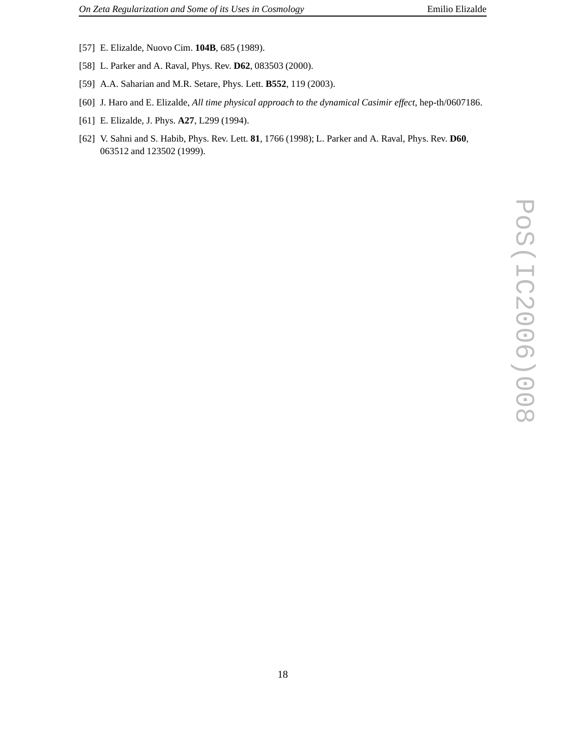[57] E. Elizalde, Nuovo Cim. **104B**, 685 (1989).

[58] L. Parker and A. Raval, Phys. Rev. **D62**, 083503 (2000).

[59] A.A. Saharian and M.R. Setare, Phys. Lett. **B552**, 119 (2003).

[60] J. Haro and E. Elizalde, *All time physical approach to the dynamical Casimir effect*, hep-th/0607186.

[61] E. Elizalde, J. Phys. **A27**, L299 (1994).

[62] V. Sahni and S. Habib, Phys. Rev. Lett. **81**, 1766 (1998); L. Parker and A. Raval, Phys. Rev. **D60**, 063512 and 123502 (1999).